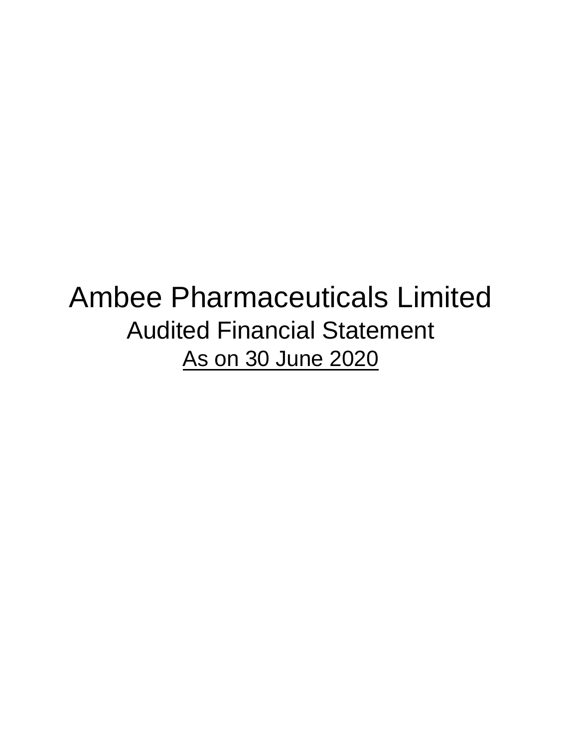# Ambee Pharmaceuticals Limited

## Audited Financial Statement

<u>As on 30 June 2020</u>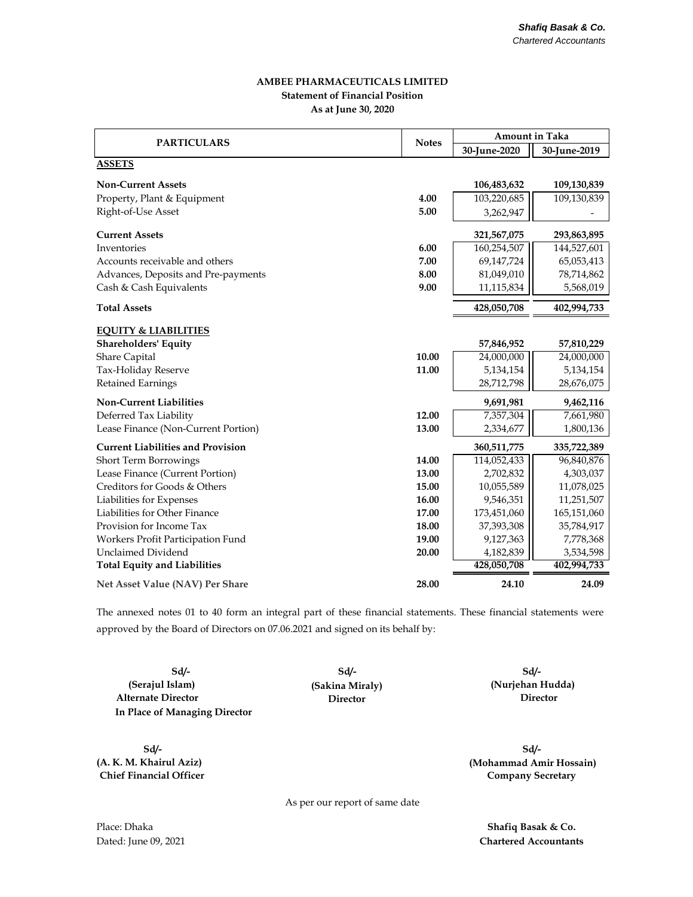*Shafiq Basak & Co.*
*Chartered Accountants*

# AMBEE PHARMACEUTICALS LIMITED

## Statement of Financial Position

### As at June 30, 2020

| PARTICULARS | Notes | Amount in Taka | |
|---|---|---|---|
| | | 30-June-2020 | 30-June-2019 |
| **ASSETS** | | | |
| **Non-Current Assets** | | **106,483,632** | **109,130,839** |
| Property, Plant & Equipment | 4.00 | 103,220,685 | 109,130,839 |
| Right-of-Use Asset | 5.00 | 3,262,947 | - |
| **Current Assets** | | **321,567,075** | **293,863,895** |
| Inventories | 6.00 | 160,254,507 | 144,527,601 |
| Accounts receivable and others | 7.00 | 69,147,724 | 65,053,413 |
| Advances, Deposits and Pre-payments | 8.00 | 81,049,010 | 78,714,862 |
| Cash & Cash Equivalents | 9.00 | 11,115,834 | 5,568,019 |
| **Total Assets** | | **428,050,708** | **402,994,733** |
| **EQUITY & LIABILITIES** | | | |
| **Shareholders' Equity** | | **57,846,952** | **57,810,229** |
| Share Capital | 10.00 | 24,000,000 | 24,000,000 |
| Tax-Holiday Reserve | 11.00 | 5,134,154 | 5,134,154 |
| Retained Earnings | | 28,712,798 | 28,676,075 |
| **Non-Current Liabilities** | | **9,691,981** | **9,462,116** |
| Deferred Tax Liability | 12.00 | 7,357,304 | 7,661,980 |
| Lease Finance (Non-Current Portion) | 13.00 | 2,334,677 | 1,800,136 |
| **Current Liabilities and Provision** | | **360,511,775** | **335,722,389** |
| Short Term Borrowings | 14.00 | 114,052,433 | 96,840,876 |
| Lease Finance (Current Portion) | 13.00 | 2,702,832 | 4,303,037 |
| Creditors for Goods & Others | 15.00 | 10,055,589 | 11,078,025 |
| Liabilities for Expenses | 16.00 | 9,546,351 | 11,251,507 |
| Liabilities for Other Finance | 17.00 | 173,451,060 | 165,151,060 |
| Provision for Income Tax | 18.00 | 37,393,308 | 35,784,917 |
| Workers Profit Participation Fund | 19.00 | 9,127,363 | 7,778,368 |
| Unclaimed Dividend | 20.00 | 4,182,839 | 3,534,598 |
| **Total Equity and Liabilities** | | **428,050,708** | **402,994,733** |
| **Net Asset Value (NAV) Per Share** | 28.00 | **24.10** | **24.09** |

The annexed notes 01 to 40 form an integral part of these financial statements. These financial statements were approved by the Board of Directors on 07.06.2021 and signed on its behalf by:

**Sd/-**
**(Serajul Islam)**
**Alternate Director**
**In Place of Managing Director**

**Sd/-**
**(Sakina Miraly)**
**Director**

**Sd/-**
**(Nurjehan Hudda)**
**Director**

**Sd/-**
**(A. K. M. Khairul Aziz)**
**Chief Financial Officer**

**Sd/-**
**(Mohammad Amir Hossain)**
**Company Secretary**

As per our report of same date

Place: Dhaka
Dated: June 09, 2021

**Shafiq Basak & Co.**
**Chartered Accountants**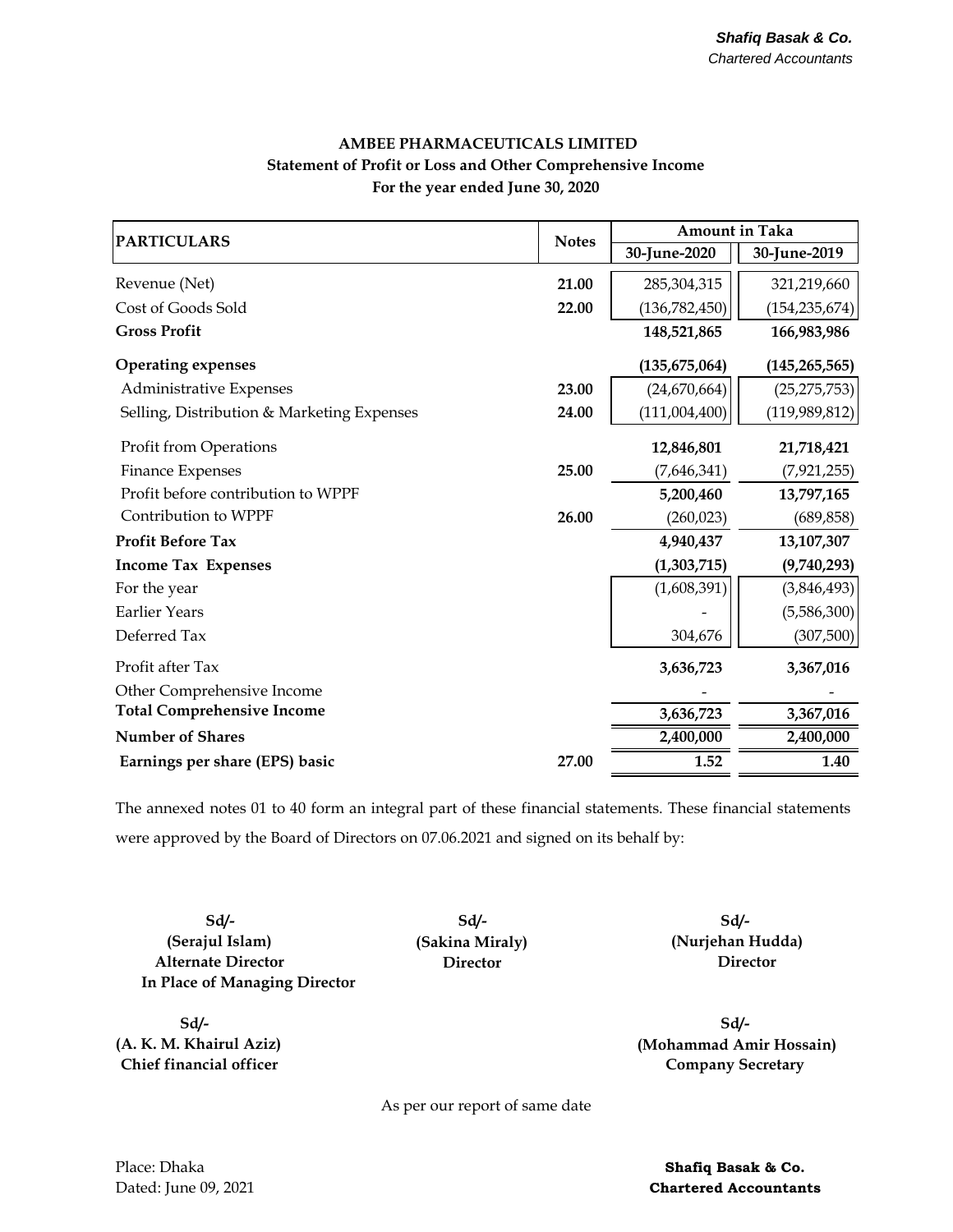*Shafiq Basak & Co.*
*Chartered Accountants*

**AMBEE PHARMACEUTICALS LIMITED**
**Statement of Profit or Loss and Other Comprehensive Income**
**For the year ended June 30, 2020**

| PARTICULARS | Notes | Amount in Taka | |
|---|---|---|---|
| | | 30-June-2020 | 30-June-2019 |
| Revenue (Net) | 21.00 | 285,304,315 | 321,219,660 |
| Cost of Goods Sold | 22.00 | (136,782,450) | (154,235,674) |
| **Gross Profit** | | **148,521,865** | **166,983,986** |
| **Operating expenses** | | **(135,675,064)** | **(145,265,565)** |
| Administrative Expenses | 23.00 | (24,670,664) | (25,275,753) |
| Selling, Distribution & Marketing Expenses | 24.00 | (111,004,400) | (119,989,812) |
| Profit from Operations | | **12,846,801** | **21,718,421** |
| Finance Expenses | 25.00 | (7,646,341) | (7,921,255) |
| Profit before contribution to WPPF | | **5,200,460** | **13,797,165** |
| Contribution to WPPF | 26.00 | (260,023) | (689,858) |
| **Profit Before Tax** | | **4,940,437** | **13,107,307** |
| **Income Tax Expenses** | | **(1,303,715)** | **(9,740,293)** |
| For the year | | (1,608,391) | (3,846,493) |
| Earlier Years | | - | (5,586,300) |
| Deferred Tax | | 304,676 | (307,500) |
| Profit after Tax | | **3,636,723** | **3,367,016** |
| Other Comprehensive Income | | - | - |
| **Total Comprehensive Income** | | **3,636,723** | **3,367,016** |
| **Number of Shares** | | **2,400,000** | **2,400,000** |
| **Earnings per share (EPS) basic** | 27.00 | **1.52** | **1.40** |

The annexed notes 01 to 40 form an integral part of these financial statements. These financial statements were approved by the Board of Directors on 07.06.2021 and signed on its behalf by:

**Sd/-**
**(Serajul Islam)**
**Alternate Director**
**In Place of Managing Director**

**Sd/-**
**(Sakina Miraly)**
**Director**

**Sd/-**
**(Nurjehan Hudda)**
**Director**

**Sd/-**
**(A. K. M. Khairul Aziz)**
**Chief financial officer**

**Sd/-**
**(Mohammad Amir Hossain)**
**Company Secretary**

As per our report of same date

Place: Dhaka
Dated: June 09, 2021

**Shafiq Basak & Co.**
**Chartered Accountants**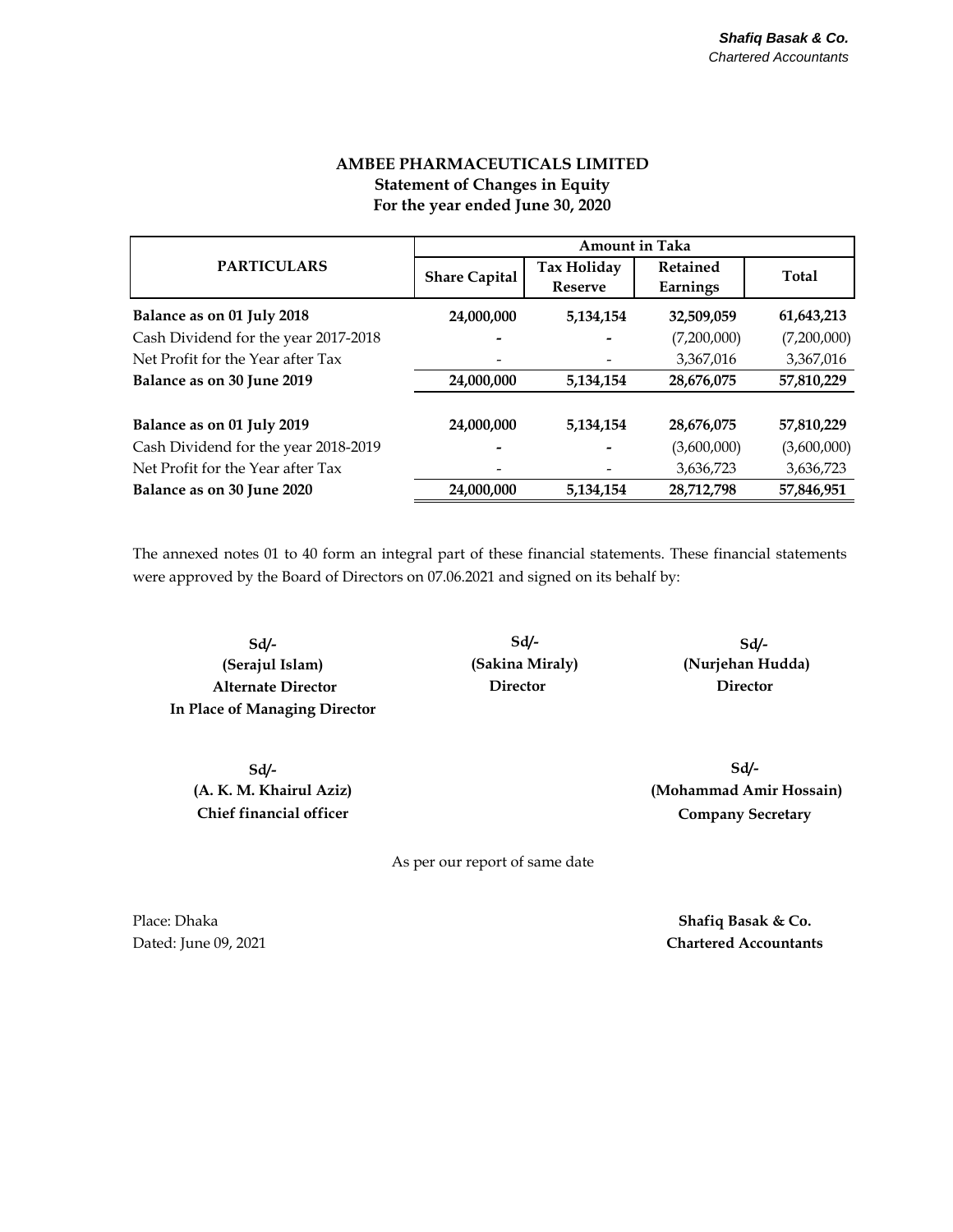# AMBEE PHARMACEUTICALS LIMITED
## Statement of Changes in Equity
### For the year ended June 30, 2020

| PARTICULARS | Amount in Taka | | | |
|---|---|---|---|---|
| | Share Capital | Tax Holiday Reserve | Retained Earnings | Total |
| **Balance as on 01 July 2018** | **24,000,000** | **5,134,154** | **32,509,059** | **61,643,213** |
| Cash Dividend for the year 2017-2018 | - | - | (7,200,000) | (7,200,000) |
| Net Profit for the Year after Tax | - | - | 3,367,016 | 3,367,016 |
| **Balance as on 30 June 2019** | **24,000,000** | **5,134,154** | **28,676,075** | **57,810,229** |
| | | | | |
| **Balance as on 01 July 2019** | **24,000,000** | **5,134,154** | **28,676,075** | **57,810,229** |
| Cash Dividend for the year 2018-2019 | - | - | (3,600,000) | (3,600,000) |
| Net Profit for the Year after Tax | - | - | 3,636,723 | 3,636,723 |
| **Balance as on 30 June 2020** | **24,000,000** | **5,134,154** | **28,712,798** | **57,846,951** |

The annexed notes 01 to 40 form an integral part of these financial statements. These financial statements were approved by the Board of Directors on 07.06.2021 and signed on its behalf by:

**Sd/-**
**(Serajul Islam)**
**Alternate Director**
**In Place of Managing Director**

**Sd/-**
**(Sakina Miraly)**
**Director**

**Sd/-**
**(Nurjehan Hudda)**
**Director**

**Sd/-**
**(A. K. M. Khairul Aziz)**
**Chief financial officer**

**Sd/-**
**(Mohammad Amir Hossain)**
**Company Secretary**

As per our report of same date

Place: Dhaka
Dated: June 09, 2021

**Shafiq Basak & Co.**
**Chartered Accountants**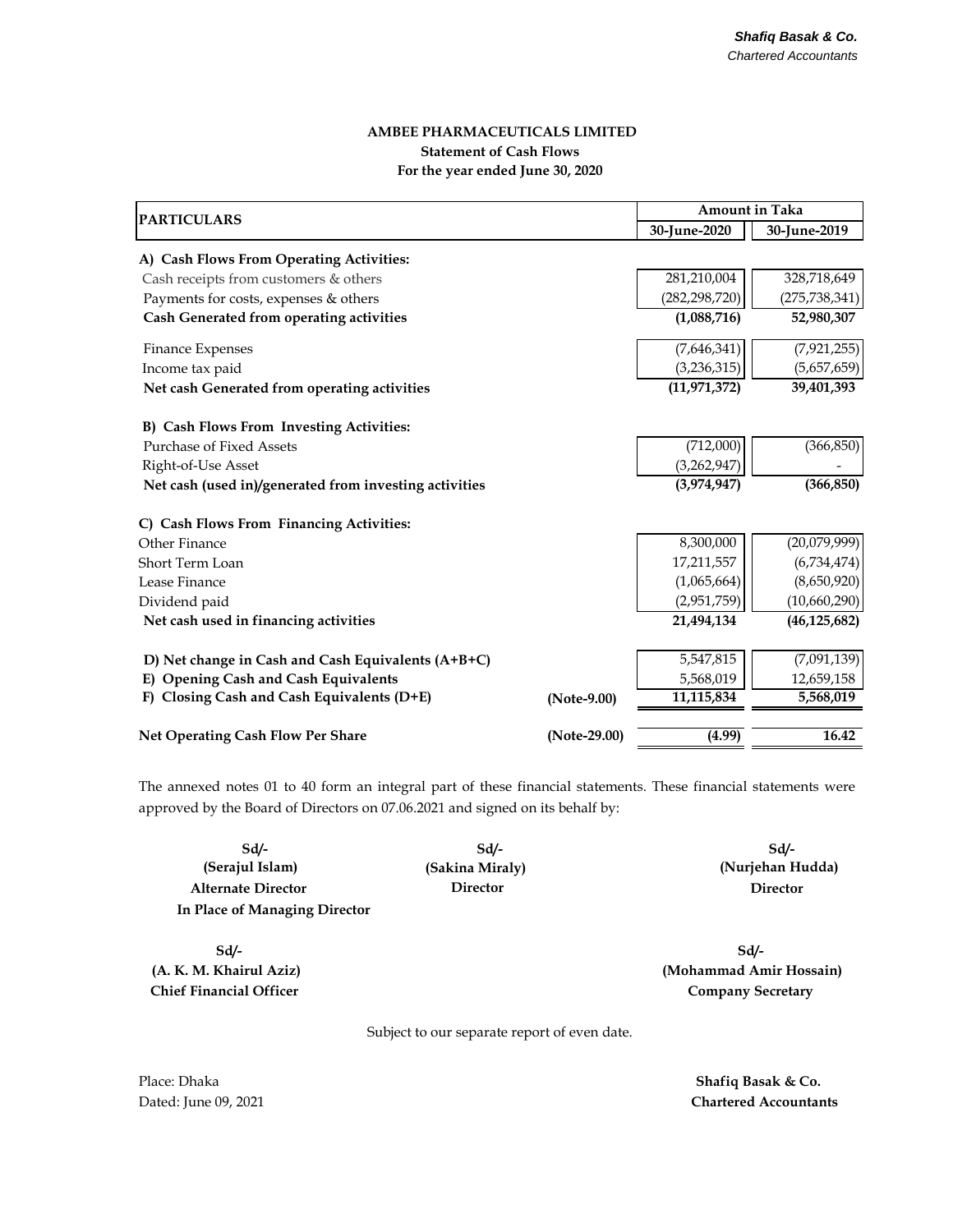*Shafiq Basak & Co.*
*Chartered Accountants*

# AMBEE PHARMACEUTICALS LIMITED

## Statement of Cash Flows

### For the year ended June 30, 2020

| PARTICULARS | | Amount in Taka | |
|---|---|---|---|
| | | 30-June-2020 | 30-June-2019 |
| **A) Cash Flows From Operating Activities:** | | | |
| Cash receipts from customers & others | | 281,210,004 | 328,718,649 |
| Payments for costs, expenses & others | | (282,298,720) | (275,738,341) |
| **Cash Generated from operating activities** | | **(1,088,716)** | **52,980,307** |
| Finance Expenses | | (7,646,341) | (7,921,255) |
| Income tax paid | | (3,236,315) | (5,657,659) |
| **Net cash Generated from operating activities** | | **(11,971,372)** | **39,401,393** |
| **B) Cash Flows From Investing Activities:** | | | |
| Purchase of Fixed Assets | | (712,000) | (366,850) |
| Right-of-Use Asset | | (3,262,947) | - |
| **Net cash (used in)/generated from investing activities** | | **(3,974,947)** | **(366,850)** |
| **C) Cash Flows From Financing Activities:** | | | |
| Other Finance | | 8,300,000 | (20,079,999) |
| Short Term Loan | | 17,211,557 | (6,734,474) |
| Lease Finance | | (1,065,664) | (8,650,920) |
| Dividend paid | | (2,951,759) | (10,660,290) |
| **Net cash used in financing activities** | | **21,494,134** | **(46,125,682)** |
| **D) Net change in Cash and Cash Equivalents (A+B+C)** | | 5,547,815 | (7,091,139) |
| **E) Opening Cash and Cash Equivalents** | | 5,568,019 | 12,659,158 |
| **F) Closing Cash and Cash Equivalents (D+E)** | **(Note-9.00)** | **11,115,834** | **5,568,019** |
| **Net Operating Cash Flow Per Share** | **(Note-29.00)** | **(4.99)** | **16.42** |

The annexed notes 01 to 40 form an integral part of these financial statements. These financial statements were approved by the Board of Directors on 07.06.2021 and signed on its behalf by:

**Sd/-**
**(Serajul Islam)**
**Alternate Director**
**In Place of Managing Director**

**Sd/-**
**(Sakina Miraly)**
**Director**

**Sd/-**
**(Nurjehan Hudda)**
**Director**

**Sd/-**
**(A. K. M. Khairul Aziz)**
**Chief Financial Officer**

**Sd/-**
**(Mohammad Amir Hossain)**
**Company Secretary**

Subject to our separate report of even date.

Place: Dhaka
Dated: June 09, 2021

**Shafiq Basak & Co.**
**Chartered Accountants**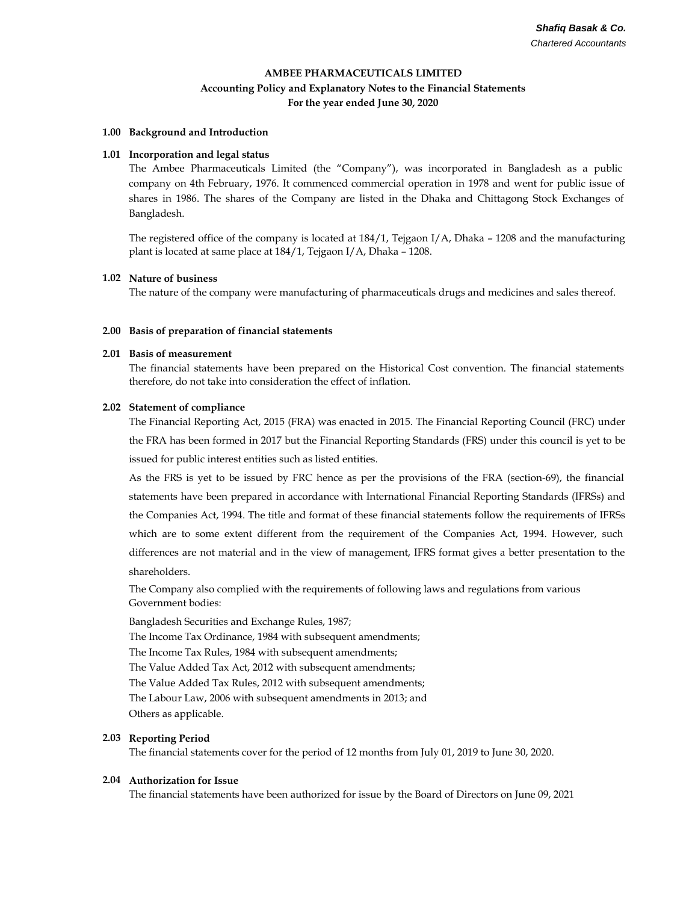**AMBEE PHARMACEUTICALS LIMITED**

**Accounting Policy and Explanatory Notes to the Financial Statements**

**For the year ended June 30, 2020**

## 1.00 Background and Introduction

### 1.01 Incorporation and legal status

The Ambee Pharmaceuticals Limited (the "Company"), was incorporated in Bangladesh as a public company on 4th February, 1976. It commenced commercial operation in 1978 and went for public issue of shares in 1986. The shares of the Company are listed in the Dhaka and Chittagong Stock Exchanges of Bangladesh.

The registered office of the company is located at 184/1, Tejgaon I/A, Dhaka – 1208 and the manufacturing plant is located at same place at 184/1, Tejgaon I/A, Dhaka – 1208.

### 1.02 Nature of business

The nature of the company were manufacturing of pharmaceuticals drugs and medicines and sales thereof.

## 2.00 Basis of preparation of financial statements

### 2.01 Basis of measurement

The financial statements have been prepared on the Historical Cost convention. The financial statements therefore, do not take into consideration the effect of inflation.

### 2.02 Statement of compliance

The Financial Reporting Act, 2015 (FRA) was enacted in 2015. The Financial Reporting Council (FRC) under the FRA has been formed in 2017 but the Financial Reporting Standards (FRS) under this council is yet to be issued for public interest entities such as listed entities.

As the FRS is yet to be issued by FRC hence as per the provisions of the FRA (section-69), the financial statements have been prepared in accordance with International Financial Reporting Standards (IFRSs) and the Companies Act, 1994. The title and format of these financial statements follow the requirements of IFRSs which are to some extent different from the requirement of the Companies Act, 1994. However, such differences are not material and in the view of management, IFRS format gives a better presentation to the shareholders.

The Company also complied with the requirements of following laws and regulations from various Government bodies:

Bangladesh Securities and Exchange Rules, 1987;
The Income Tax Ordinance, 1984 with subsequent amendments;
The Income Tax Rules, 1984 with subsequent amendments;
The Value Added Tax Act, 2012 with subsequent amendments;
The Value Added Tax Rules, 2012 with subsequent amendments;
The Labour Law, 2006 with subsequent amendments in 2013; and
Others as applicable.

### 2.03 Reporting Period

The financial statements cover for the period of 12 months from July 01, 2019 to June 30, 2020.

### 2.04 Authorization for Issue

The financial statements have been authorized for issue by the Board of Directors on June 09, 2021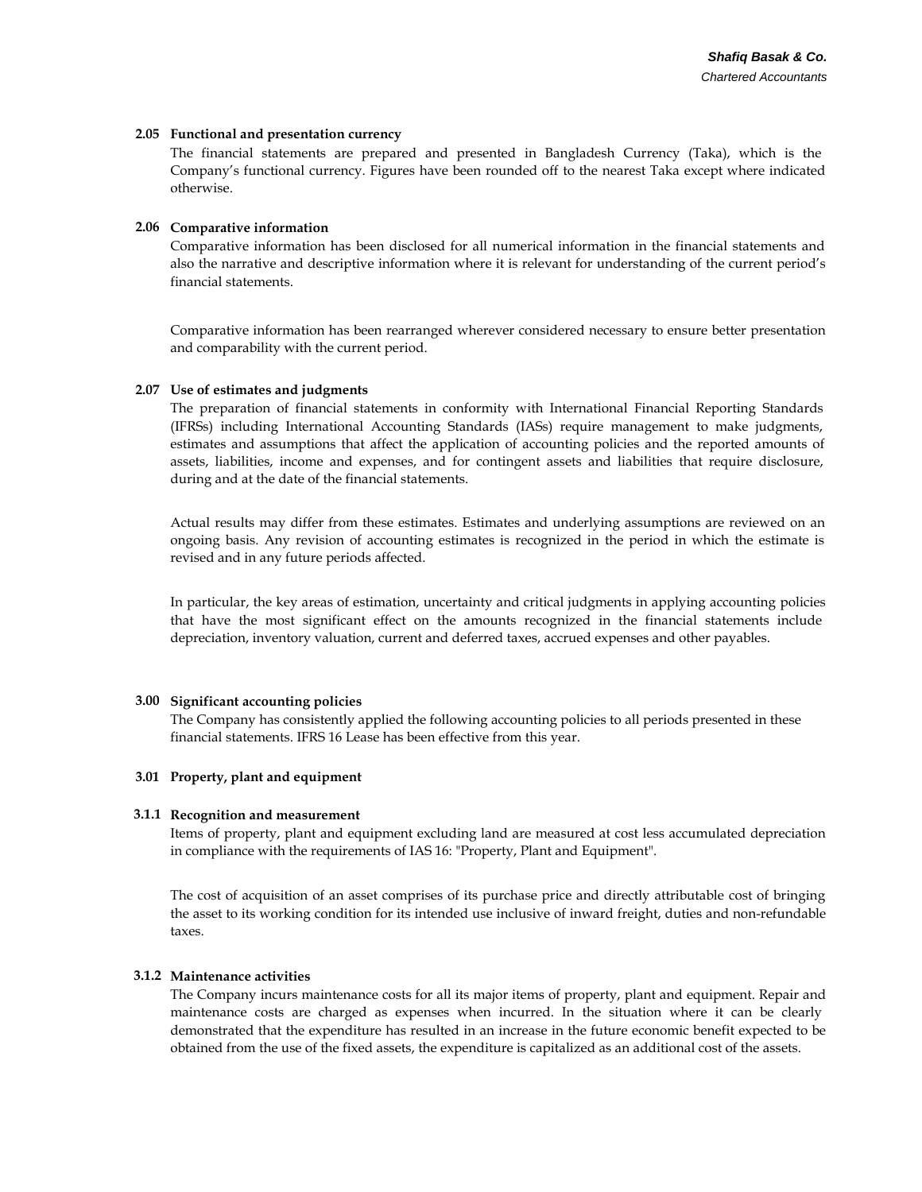### 2.05 Functional and presentation currency

The financial statements are prepared and presented in Bangladesh Currency (Taka), which is the Company's functional currency. Figures have been rounded off to the nearest Taka except where indicated otherwise.

### 2.06 Comparative information

Comparative information has been disclosed for all numerical information in the financial statements and also the narrative and descriptive information where it is relevant for understanding of the current period's financial statements.

Comparative information has been rearranged wherever considered necessary to ensure better presentation and comparability with the current period.

### 2.07 Use of estimates and judgments

The preparation of financial statements in conformity with International Financial Reporting Standards (IFRSs) including International Accounting Standards (IASs) require management to make judgments, estimates and assumptions that affect the application of accounting policies and the reported amounts of assets, liabilities, income and expenses, and for contingent assets and liabilities that require disclosure, during and at the date of the financial statements.

Actual results may differ from these estimates. Estimates and underlying assumptions are reviewed on an ongoing basis. Any revision of accounting estimates is recognized in the period in which the estimate is revised and in any future periods affected.

In particular, the key areas of estimation, uncertainty and critical judgments in applying accounting policies that have the most significant effect on the amounts recognized in the financial statements include depreciation, inventory valuation, current and deferred taxes, accrued expenses and other payables.

## 3.00 Significant accounting policies

The Company has consistently applied the following accounting policies to all periods presented in these financial statements. IFRS 16 Lease has been effective from this year.

### 3.01 Property, plant and equipment

#### 3.1.1 Recognition and measurement

Items of property, plant and equipment excluding land are measured at cost less accumulated depreciation in compliance with the requirements of IAS 16: "Property, Plant and Equipment".

The cost of acquisition of an asset comprises of its purchase price and directly attributable cost of bringing the asset to its working condition for its intended use inclusive of inward freight, duties and non-refundable taxes.

#### 3.1.2 Maintenance activities

The Company incurs maintenance costs for all its major items of property, plant and equipment. Repair and maintenance costs are charged as expenses when incurred. In the situation where it can be clearly demonstrated that the expenditure has resulted in an increase in the future economic benefit expected to be obtained from the use of the fixed assets, the expenditure is capitalized as an additional cost of the assets.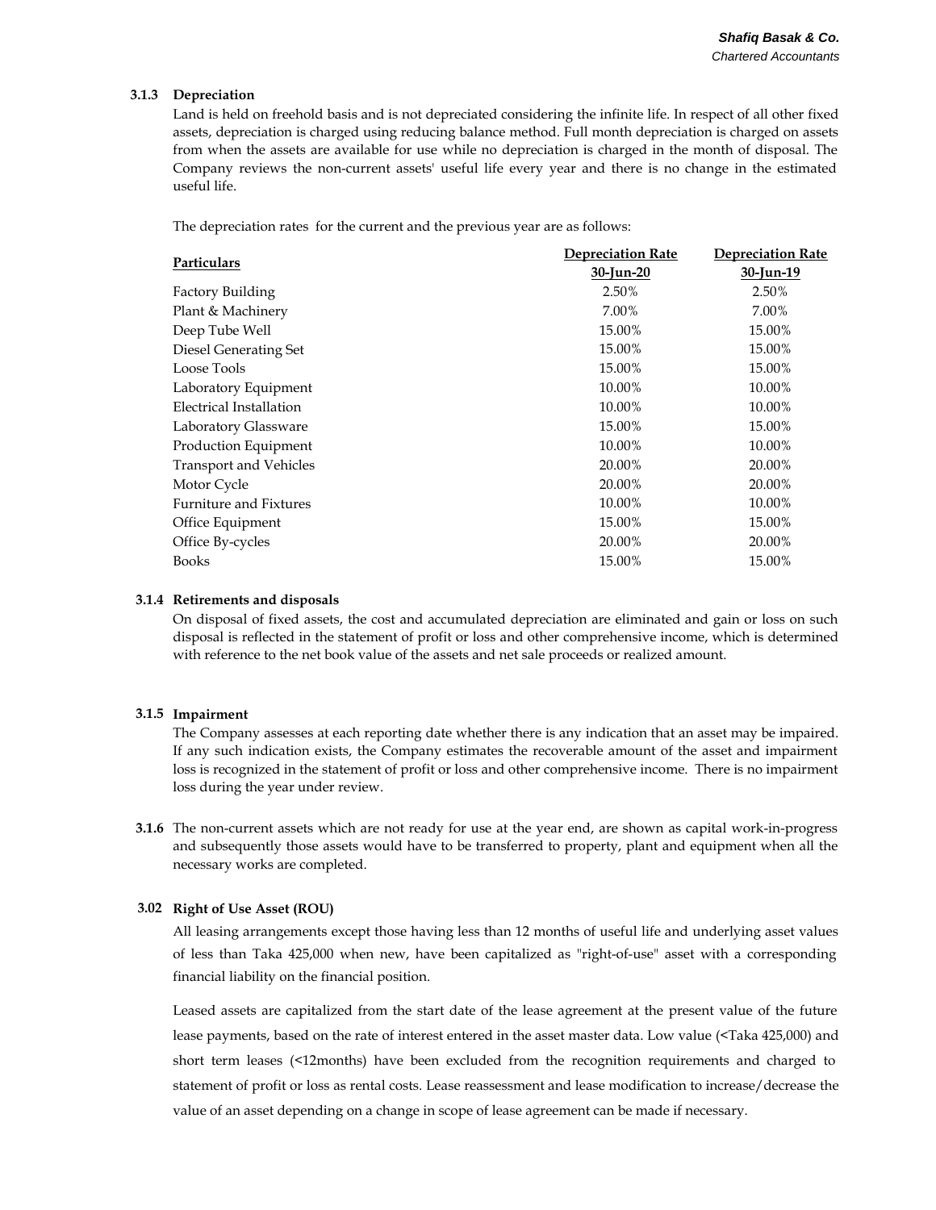### 3.1.3 Depreciation

Land is held on freehold basis and is not depreciated considering the infinite life. In respect of all other fixed assets, depreciation is charged using reducing balance method. Full month depreciation is charged on assets from when the assets are available for use while no depreciation is charged in the month of disposal. The Company reviews the non-current assets' useful life every year and there is no change in the estimated useful life.

The depreciation rates for the current and the previous year are as follows:

| Particulars | Depreciation Rate 30-Jun-20 | Depreciation Rate 30-Jun-19 |
|---|---|---|
| Factory Building | 2.50% | 2.50% |
| Plant & Machinery | 7.00% | 7.00% |
| Deep Tube Well | 15.00% | 15.00% |
| Diesel Generating Set | 15.00% | 15.00% |
| Loose Tools | 15.00% | 15.00% |
| Laboratory Equipment | 10.00% | 10.00% |
| Electrical Installation | 10.00% | 10.00% |
| Laboratory Glassware | 15.00% | 15.00% |
| Production Equipment | 10.00% | 10.00% |
| Transport and Vehicles | 20.00% | 20.00% |
| Motor Cycle | 20.00% | 20.00% |
| Furniture and Fixtures | 10.00% | 10.00% |
| Office Equipment | 15.00% | 15.00% |
| Office By-cycles | 20.00% | 20.00% |
| Books | 15.00% | 15.00% |

### 3.1.4 Retirements and disposals

On disposal of fixed assets, the cost and accumulated depreciation are eliminated and gain or loss on such disposal is reflected in the statement of profit or loss and other comprehensive income, which is determined with reference to the net book value of the assets and net sale proceeds or realized amount.

### 3.1.5 Impairment

The Company assesses at each reporting date whether there is any indication that an asset may be impaired. If any such indication exists, the Company estimates the recoverable amount of the asset and impairment loss is recognized in the statement of profit or loss and other comprehensive income. There is no impairment loss during the year under review.

**3.1.6** The non-current assets which are not ready for use at the year end, are shown as capital work-in-progress and subsequently those assets would have to be transferred to property, plant and equipment when all the necessary works are completed.

### 3.02 Right of Use Asset (ROU)

All leasing arrangements except those having less than 12 months of useful life and underlying asset values of less than Taka 425,000 when new, have been capitalized as "right-of-use" asset with a corresponding financial liability on the financial position.

Leased assets are capitalized from the start date of the lease agreement at the present value of the future lease payments, based on the rate of interest entered in the asset master data. Low value (<Taka 425,000) and short term leases (<12months) have been excluded from the recognition requirements and charged to statement of profit or loss as rental costs. Lease reassessment and lease modification to increase/decrease the value of an asset depending on a change in scope of lease agreement can be made if necessary.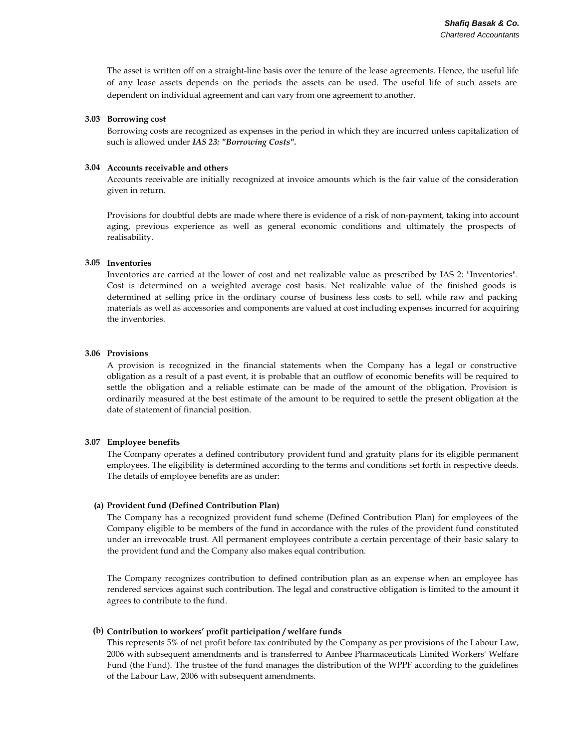The asset is written off on a straight-line basis over the tenure of the lease agreements. Hence, the useful life of any lease assets depends on the periods the assets can be used. The useful life of such assets are dependent on individual agreement and can vary from one agreement to another.

### 3.03 Borrowing cost

Borrowing costs are recognized as expenses in the period in which they are incurred unless capitalization of such is allowed under ***IAS 23: "Borrowing Costs".***

### 3.04 Accounts receivable and others

Accounts receivable are initially recognized at invoice amounts which is the fair value of the consideration given in return.

Provisions for doubtful debts are made where there is evidence of a risk of non-payment, taking into account aging, previous experience as well as general economic conditions and ultimately the prospects of realisability.

### 3.05 Inventories

Inventories are carried at the lower of cost and net realizable value as prescribed by IAS 2: "Inventories". Cost is determined on a weighted average cost basis. Net realizable value of the finished goods is determined at selling price in the ordinary course of business less costs to sell, while raw and packing materials as well as accessories and components are valued at cost including expenses incurred for acquiring the inventories.

### 3.06 Provisions

A provision is recognized in the financial statements when the Company has a legal or constructive obligation as a result of a past event, it is probable that an outflow of economic benefits will be required to settle the obligation and a reliable estimate can be made of the amount of the obligation. Provision is ordinarily measured at the best estimate of the amount to be required to settle the present obligation at the date of statement of financial position.

### 3.07 Employee benefits

The Company operates a defined contributory provident fund and gratuity plans for its eligible permanent employees. The eligibility is determined according to the terms and conditions set forth in respective deeds. The details of employee benefits are as under:

#### (a) Provident fund (Defined Contribution Plan)

The Company has a recognized provident fund scheme (Defined Contribution Plan) for employees of the Company eligible to be members of the fund in accordance with the rules of the provident fund constituted under an irrevocable trust. All permanent employees contribute a certain percentage of their basic salary to the provident fund and the Company also makes equal contribution.

The Company recognizes contribution to defined contribution plan as an expense when an employee has rendered services against such contribution. The legal and constructive obligation is limited to the amount it agrees to contribute to the fund.

#### (b) Contribution to workers' profit participation / welfare funds

This represents 5% of net profit before tax contributed by the Company as per provisions of the Labour Law, 2006 with subsequent amendments and is transferred to Ambee Pharmaceuticals Limited Workers' Welfare Fund (the Fund). The trustee of the fund manages the distribution of the WPPF according to the guidelines of the Labour Law, 2006 with subsequent amendments.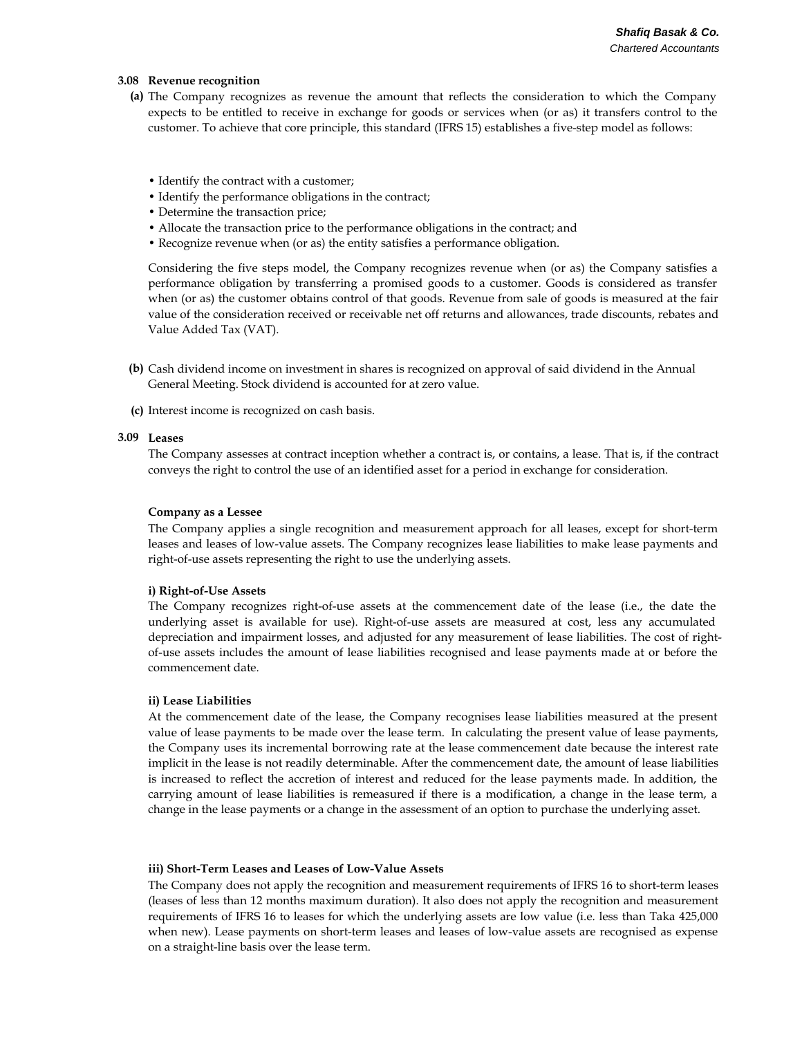### 3.08 Revenue recognition

**(a)** The Company recognizes as revenue the amount that reflects the consideration to which the Company expects to be entitled to receive in exchange for goods or services when (or as) it transfers control to the customer. To achieve that core principle, this standard (IFRS 15) establishes a five-step model as follows:

- Identify the contract with a customer;
- Identify the performance obligations in the contract;
- Determine the transaction price;
- Allocate the transaction price to the performance obligations in the contract; and
- Recognize revenue when (or as) the entity satisfies a performance obligation.

Considering the five steps model, the Company recognizes revenue when (or as) the Company satisfies a performance obligation by transferring a promised goods to a customer. Goods is considered as transfer when (or as) the customer obtains control of that goods. Revenue from sale of goods is measured at the fair value of the consideration received or receivable net off returns and allowances, trade discounts, rebates and Value Added Tax (VAT).

**(b)** Cash dividend income on investment in shares is recognized on approval of said dividend in the Annual General Meeting. Stock dividend is accounted for at zero value.

**(c)** Interest income is recognized on cash basis.

### 3.09 Leases

The Company assesses at contract inception whether a contract is, or contains, a lease. That is, if the contract conveys the right to control the use of an identified asset for a period in exchange for consideration.

**Company as a Lessee**

The Company applies a single recognition and measurement approach for all leases, except for short-term leases and leases of low-value assets. The Company recognizes lease liabilities to make lease payments and right-of-use assets representing the right to use the underlying assets.

**i) Right-of-Use Assets**

The Company recognizes right-of-use assets at the commencement date of the lease (i.e., the date the underlying asset is available for use). Right-of-use assets are measured at cost, less any accumulated depreciation and impairment losses, and adjusted for any measurement of lease liabilities. The cost of right-of-use assets includes the amount of lease liabilities recognised and lease payments made at or before the commencement date.

**ii) Lease Liabilities**

At the commencement date of the lease, the Company recognises lease liabilities measured at the present value of lease payments to be made over the lease term. In calculating the present value of lease payments, the Company uses its incremental borrowing rate at the lease commencement date because the interest rate implicit in the lease is not readily determinable. After the commencement date, the amount of lease liabilities is increased to reflect the accretion of interest and reduced for the lease payments made. In addition, the carrying amount of lease liabilities is remeasured if there is a modification, a change in the lease term, a change in the lease payments or a change in the assessment of an option to purchase the underlying asset.

**iii) Short-Term Leases and Leases of Low-Value Assets**

The Company does not apply the recognition and measurement requirements of IFRS 16 to short-term leases (leases of less than 12 months maximum duration). It also does not apply the recognition and measurement requirements of IFRS 16 to leases for which the underlying assets are low value (i.e. less than Taka 425,000 when new). Lease payments on short-term leases and leases of low-value assets are recognised as expense on a straight-line basis over the lease term.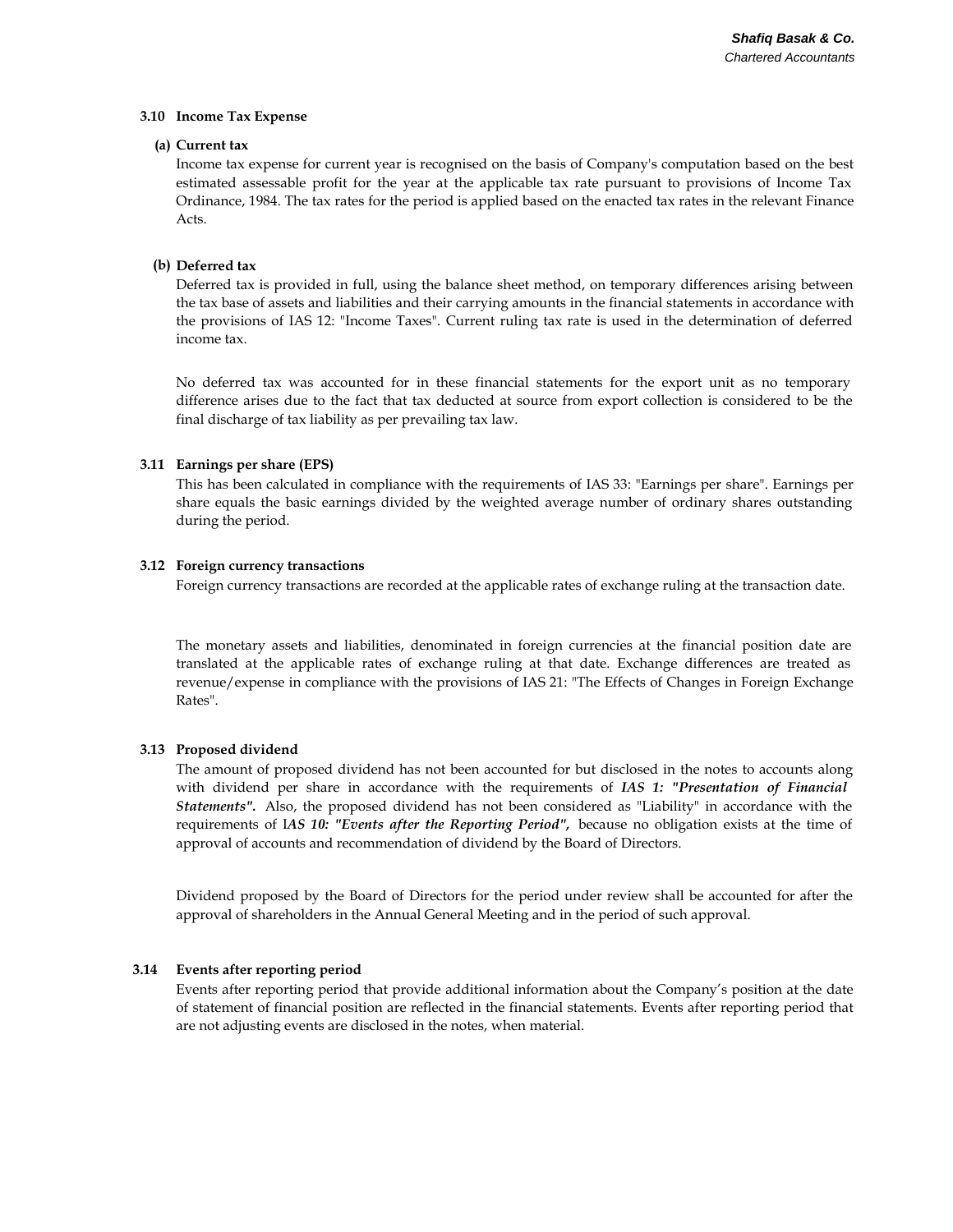### 3.10 Income Tax Expense

**(a) Current tax**

Income tax expense for current year is recognised on the basis of Company's computation based on the best estimated assessable profit for the year at the applicable tax rate pursuant to provisions of Income Tax Ordinance, 1984. The tax rates for the period is applied based on the enacted tax rates in the relevant Finance Acts.

**(b) Deferred tax**

Deferred tax is provided in full, using the balance sheet method, on temporary differences arising between the tax base of assets and liabilities and their carrying amounts in the financial statements in accordance with the provisions of IAS 12: "Income Taxes". Current ruling tax rate is used in the determination of deferred income tax.

No deferred tax was accounted for in these financial statements for the export unit as no temporary difference arises due to the fact that tax deducted at source from export collection is considered to be the final discharge of tax liability as per prevailing tax law.

### 3.11 Earnings per share (EPS)

This has been calculated in compliance with the requirements of IAS 33: "Earnings per share". Earnings per share equals the basic earnings divided by the weighted average number of ordinary shares outstanding during the period.

### 3.12 Foreign currency transactions

Foreign currency transactions are recorded at the applicable rates of exchange ruling at the transaction date.

The monetary assets and liabilities, denominated in foreign currencies at the financial position date are translated at the applicable rates of exchange ruling at that date. Exchange differences are treated as revenue/expense in compliance with the provisions of IAS 21: "The Effects of Changes in Foreign Exchange Rates".

### 3.13 Proposed dividend

The amount of proposed dividend has not been accounted for but disclosed in the notes to accounts along with dividend per share in accordance with the requirements of ***IAS 1: "Presentation of Financial Statements".*** Also, the proposed dividend has not been considered as "Liability" in accordance with the requirements of I***AS 10: "Events after the Reporting Period",*** because no obligation exists at the time of approval of accounts and recommendation of dividend by the Board of Directors.

Dividend proposed by the Board of Directors for the period under review shall be accounted for after the approval of shareholders in the Annual General Meeting and in the period of such approval.

### 3.14 Events after reporting period

Events after reporting period that provide additional information about the Company's position at the date of statement of financial position are reflected in the financial statements. Events after reporting period that are not adjusting events are disclosed in the notes, when material.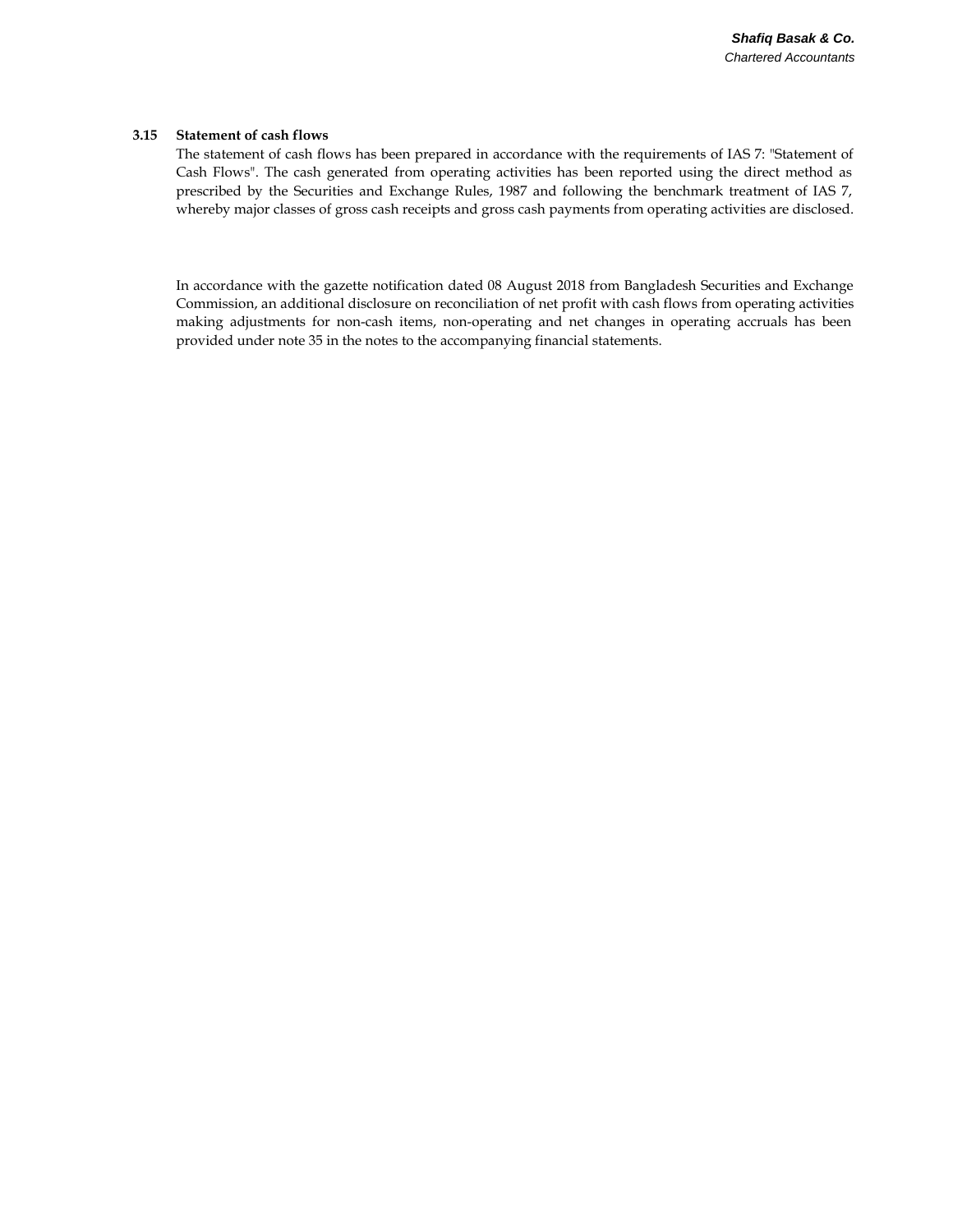### 3.15 Statement of cash flows

The statement of cash flows has been prepared in accordance with the requirements of IAS 7: "Statement of Cash Flows". The cash generated from operating activities has been reported using the direct method as prescribed by the Securities and Exchange Rules, 1987 and following the benchmark treatment of IAS 7, whereby major classes of gross cash receipts and gross cash payments from operating activities are disclosed.

In accordance with the gazette notification dated 08 August 2018 from Bangladesh Securities and Exchange Commission, an additional disclosure on reconciliation of net profit with cash flows from operating activities making adjustments for non-cash items, non-operating and net changes in operating accruals has been provided under note 35 in the notes to the accompanying financial statements.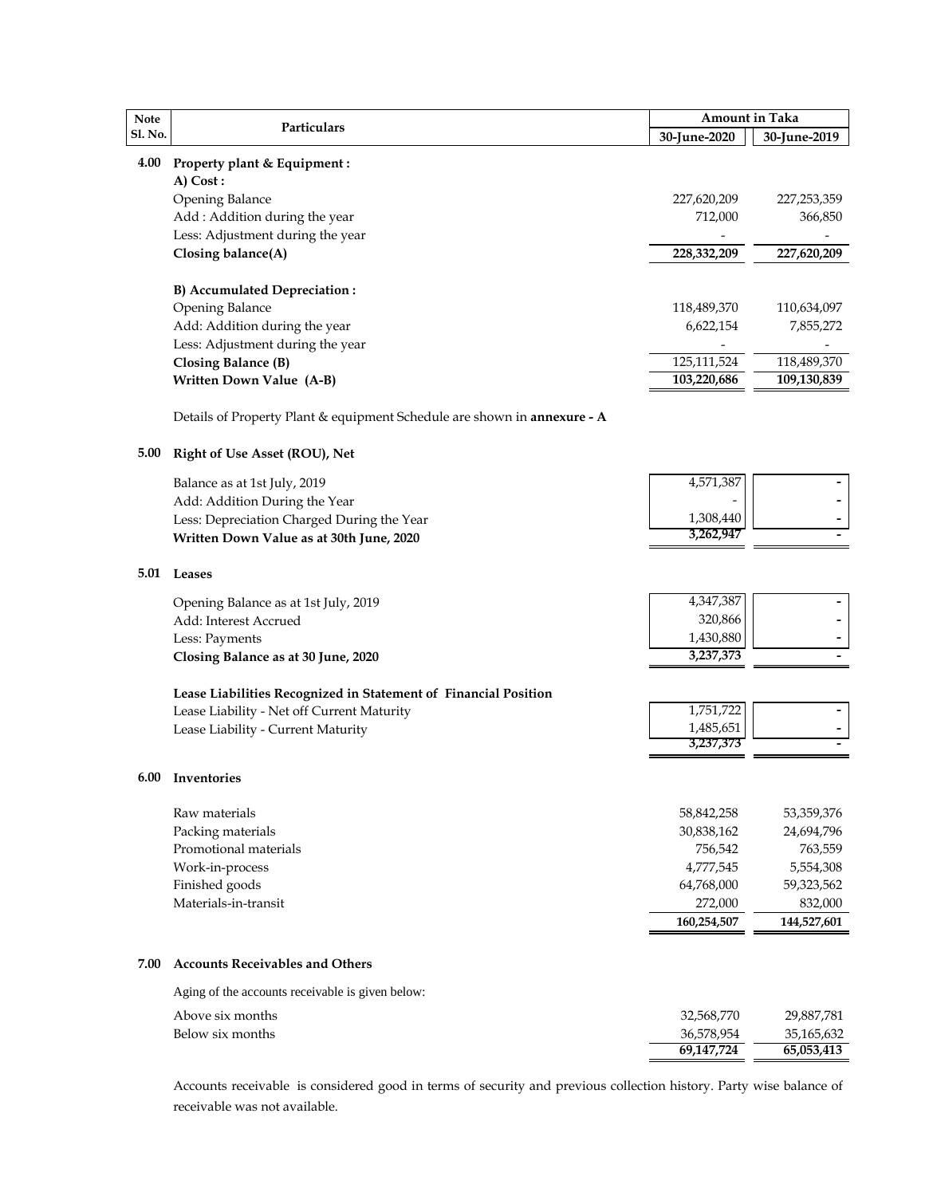| Note Sl. No. | Particulars | Amount in Taka | |
|---|---|---|---|
| | | 30-June-2020 | 30-June-2019 |
| **4.00** | **Property plant & Equipment :** | | |
| | **A) Cost :** | | |
| | Opening Balance | 227,620,209 | 227,253,359 |
| | Add : Addition during the year | 712,000 | 366,850 |
| | Less: Adjustment during the year | - | - |
| | **Closing balance(A)** | **228,332,209** | **227,620,209** |
| | **B) Accumulated Depreciation :** | | |
| | Opening Balance | 118,489,370 | 110,634,097 |
| | Add: Addition during the year | 6,622,154 | 7,855,272 |
| | Less: Adjustment during the year | - | - |
| | **Closing Balance (B)** | 125,111,524 | 118,489,370 |
| | **Written Down Value (A-B)** | **103,220,686** | **109,130,839** |

Details of Property Plant & equipment Schedule are shown in **annexure - A**

| Note Sl. No. | Particulars | 30-June-2020 | 30-June-2019 |
|---|---|---|---|
| **5.00** | **Right of Use Asset (ROU), Net** | | |
| | Balance as at 1st July, 2019 | 4,571,387 | - |
| | Add: Addition During the Year | - | - |
| | Less: Depreciation Charged During the Year | 1,308,440 | - |
| | **Written Down Value as at 30th June, 2020** | 3,262,947 | - |
| **5.01** | **Leases** | | |
| | Opening Balance as at 1st July, 2019 | 4,347,387 | - |
| | Add: Interest Accrued | 320,866 | - |
| | Less: Payments | 1,430,880 | - |
| | **Closing Balance as at 30 June, 2020** | **3,237,373** | - |
| | **Lease Liabilities Recognized in Statement of Financial Position** | | |
| | Lease Liability - Net off Current Maturity | 1,751,722 | - |
| | Lease Liability - Current Maturity | 1,485,651 | - |
| | | 3,237,373 | - |
| **6.00** | **Inventories** | | |
| | Raw materials | 58,842,258 | 53,359,376 |
| | Packing materials | 30,838,162 | 24,694,796 |
| | Promotional materials | 756,542 | 763,559 |
| | Work-in-process | 4,777,545 | 5,554,308 |
| | Finished goods | 64,768,000 | 59,323,562 |
| | Materials-in-transit | 272,000 | 832,000 |
| | | **160,254,507** | **144,527,601** |
| **7.00** | **Accounts Receivables and Others** | | |
| | Aging of the accounts receivable is given below: | | |
| | Above six months | 32,568,770 | 29,887,781 |
| | Below six months | 36,578,954 | 35,165,632 |
| | | **69,147,724** | **65,053,413** |

Accounts receivable is considered good in terms of security and previous collection history. Party wise balance of receivable was not available.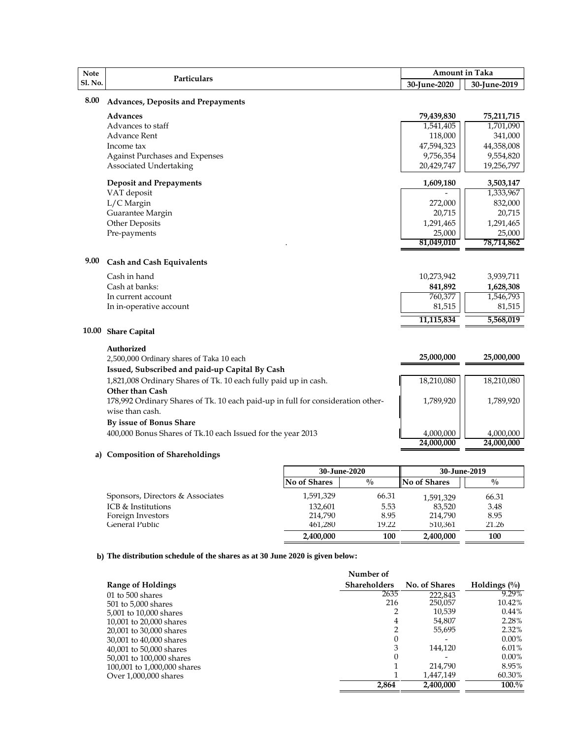| Note Sl. No. | Particulars | Amount in Taka | |
|---|---|---|---|
| | | 30-June-2020 | 30-June-2019 |
| **8.00** | **Advances, Deposits and Prepayments** | | |
| | **Advances** | **79,439,830** | **75,211,715** |
| | Advances to staff | 1,541,405 | 1,701,090 |
| | Advance Rent | 118,000 | 341,000 |
| | Income tax | 47,594,323 | 44,358,008 |
| | Against Purchases and Expenses | 9,756,354 | 9,554,820 |
| | Associated Undertaking | 20,429,747 | 19,256,797 |
| | **Deposit and Prepayments** | **1,609,180** | **3,503,147** |
| | VAT deposit | - | 1,333,967 |
| | L/C Margin | 272,000 | 832,000 |
| | Guarantee Margin | 20,715 | 20,715 |
| | Other Deposits | 1,291,465 | 1,291,465 |
| | Pre-payments | 25,000 | 25,000 |
| | | 81,049,010 | 78,714,862 |
| **9.00** | **Cash and Cash Equivalents** | | |
| | Cash in hand | 10,273,942 | 3,939,711 |
| | Cash at banks: | **841,892** | **1,628,308** |
| | In current account | 760,377 | 1,546,793 |
| | In in-operative account | 81,515 | 81,515 |
| | | 11,115,834 | 5,568,019 |
| **10.00** | **Share Capital** | | |
| | **Authorized** | | |
| | 2,500,000 Ordinary shares of Taka 10 each | **25,000,000** | **25,000,000** |
| | **Issued, Subscribed and paid-up Capital By Cash** | | |
| | 1,821,008 Ordinary Shares of Tk. 10 each fully paid up in cash. | 18,210,080 | 18,210,080 |
| | **Other than Cash** | | |
| | 178,992 Ordinary Shares of Tk. 10 each paid-up in full for consideration other-wise than cash. | 1,789,920 | 1,789,920 |
| | **By issue of Bonus Share** | | |
| | 400,000 Bonus Shares of Tk.10 each Issued for the year 2013 | 4,000,000 | 4,000,000 |
| | | 24,000,000 | 24,000,000 |

**a) Composition of Shareholdings**

| | 30-June-2020 | | 30-June-2019 | |
|---|---|---|---|---|
| | No of Shares | % | No of Shares | % |
| Sponsors, Directors & Associates | 1,591,329 | 66.31 | 1,591,329 | 66.31 |
| ICB & Institutions | 132,601 | 5.53 | 83,520 | 3.48 |
| Foreign Investors | 214,790 | 8.95 | 214,790 | 8.95 |
| General Public | 461,280 | 19.22 | 510,361 | 21.26 |
| | **2,400,000** | **100** | **2,400,000** | **100** |

**b) The distribution schedule of the shares as at 30 June 2020 is given below:**

| Range of Holdings | Number of Shareholders | No. of Shares | Holdings (%) |
|---|---|---|---|
| 01 to 500 shares | 2635 | 222,843 | 9.29% |
| 501 to 5,000 shares | 216 | 250,057 | 10.42% |
| 5,001 to 10,000 shares | 2 | 10,539 | 0.44% |
| 10,001 to 20,000 shares | 4 | 54,807 | 2.28% |
| 20,001 to 30,000 shares | 2 | 55,695 | 2.32% |
| 30,001 to 40,000 shares | 0 | - | 0.00% |
| 40,001 to 50,000 shares | 3 | 144,120 | 6.01% |
| 50,001 to 100,000 shares | 0 | - | 0.00% |
| 100,001 to 1,000,000 shares | 1 | 214,790 | 8.95% |
| Over 1,000,000 shares | 1 | 1,447,149 | 60.30% |
| | **2,864** | **2,400,000** | **100.%** |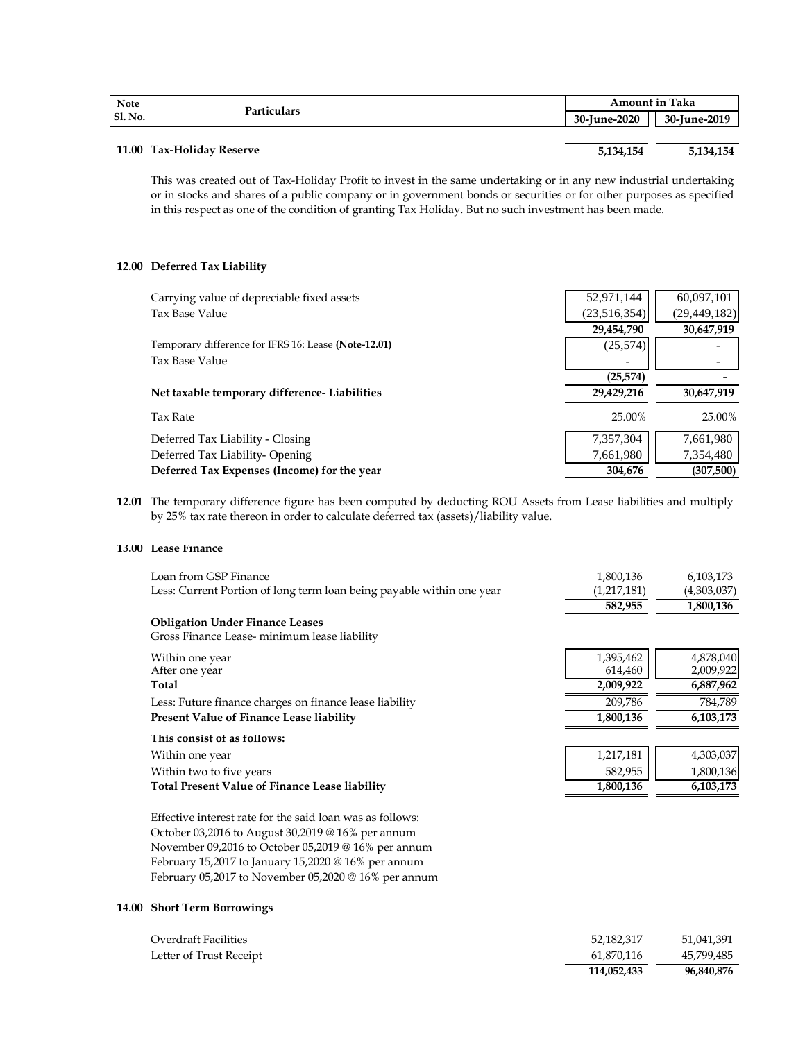| Note Sl. No. | Particulars | Amount in Taka | |
|---|---|---|---|
| | | 30-June-2020 | 30-June-2019 |
| 11.00 | **Tax-Holiday Reserve** | **5,134,154** | **5,134,154** |

This was created out of Tax-Holiday Profit to invest in the same undertaking or in any new industrial undertaking or in stocks and shares of a public company or in government bonds or securities or for other purposes as specified in this respect as one of the condition of granting Tax Holiday. But no such investment has been made.

**12.00 Deferred Tax Liability**

| | | |
|---|---|---|
| Carrying value of depreciable fixed assets | 52,971,144 | 60,097,101 |
| Tax Base Value | (23,516,354) | (29,449,182) |
| | **29,454,790** | **30,647,919** |
| Temporary difference for IFRS 16: Lease **(Note-12.01)** | (25,574) | - |
| Tax Base Value | - | - |
| | **(25,574)** | **-** |
| **Net taxable temporary difference- Liabilities** | **29,429,216** | **30,647,919** |
| Tax Rate | 25.00% | 25.00% |
| Deferred Tax Liability - Closing | 7,357,304 | 7,661,980 |
| Deferred Tax Liability- Opening | 7,661,980 | 7,354,480 |
| **Deferred Tax Expenses (Income) for the year** | **304,676** | **(307,500)** |

**12.01** The temporary difference figure has been computed by deducting ROU Assets from Lease liabilities and multiply by 25% tax rate thereon in order to calculate deferred tax (assets)/liability value.

**13.00 Lease Finance**

| | | |
|---|---|---|
| Loan from GSP Finance | 1,800,136 | 6,103,173 |
| Less: Current Portion of long term loan being payable within one year | (1,217,181) | (4,303,037) |
| | **582,955** | **1,800,136** |

**Obligation Under Finance Leases**
Gross Finance Lease- minimum lease liability

| | | |
|---|---|---|
| Within one year | 1,395,462 | 4,878,040 |
| After one year | 614,460 | 2,009,922 |
| **Total** | **2,009,922** | **6,887,962** |
| Less: Future finance charges on finance lease liability | 209,786 | 784,789 |
| **Present Value of Finance Lease liability** | **1,800,136** | **6,103,173** |
| **This consist of as follows:** | | |
| Within one year | 1,217,181 | 4,303,037 |
| Within two to five years | 582,955 | 1,800,136 |
| **Total Present Value of Finance Lease liability** | **1,800,136** | **6,103,173** |

Effective interest rate for the said loan was as follows:
October 03,2016 to August 30,2019 @ 16% per annum
November 09,2016 to October 05,2019 @ 16% per annum
February 15,2017 to January 15,2020 @ 16% per annum
February 05,2017 to November 05,2020 @ 16% per annum

**14.00 Short Term Borrowings**

| | | |
|---|---|---|
| Overdraft Facilities | 52,182,317 | 51,041,391 |
| Letter of Trust Receipt | 61,870,116 | 45,799,485 |
| | **114,052,433** | **96,840,876** |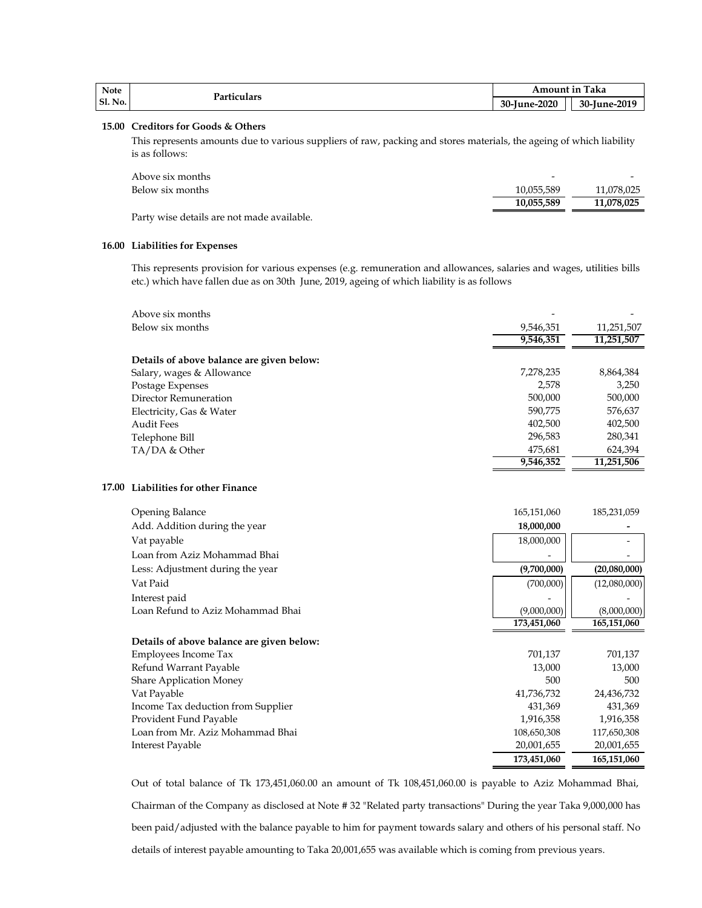| Note Sl. No. | Particulars | Amount in Taka | |
|---|---|---|---|
| | | 30-June-2020 | 30-June-2019 |

**15.00 Creditors for Goods & Others**

This represents amounts due to various suppliers of raw, packing and stores materials, the ageing of which liability is as follows:

| | | |
|---|---|---|
| Above six months | - | - |
| Below six months | 10,055,589 | 11,078,025 |
| | **10,055,589** | **11,078,025** |

Party wise details are not made available.

**16.00 Liabilities for Expenses**

This represents provision for various expenses (e.g. remuneration and allowances, salaries and wages, utilities bills etc.) which have fallen due as on 30th June, 2019, ageing of which liability is as follows

| | | |
|---|---|---|
| Above six months | - | - |
| Below six months | 9,546,351 | 11,251,507 |
| | **9,546,351** | **11,251,507** |
| **Details of above balance are given below:** | | |
| Salary, wages & Allowance | 7,278,235 | 8,864,384 |
| Postage Expenses | 2,578 | 3,250 |
| Director Remuneration | 500,000 | 500,000 |
| Electricity, Gas & Water | 590,775 | 576,637 |
| Audit Fees | 402,500 | 402,500 |
| Telephone Bill | 296,583 | 280,341 |
| TA/DA & Other | 475,681 | 624,394 |
| | **9,546,352** | **11,251,506** |

**17.00 Liabilities for other Finance**

| | | |
|---|---|---|
| Opening Balance | 165,151,060 | 185,231,059 |
| Add. Addition during the year | **18,000,000** | **-** |
| Vat payable | 18,000,000 | - |
| Loan from Aziz Mohammad Bhai | - | - |
| Less: Adjustment during the year | **(9,700,000)** | **(20,080,000)** |
| Vat Paid | (700,000) | (12,080,000) |
| Interest paid | - | - |
| Loan Refund to Aziz Mohammad Bhai | (9,000,000) | (8,000,000) |
| | **173,451,060** | **165,151,060** |
| **Details of above balance are given below:** | | |
| Employees Income Tax | 701,137 | 701,137 |
| Refund Warrant Payable | 13,000 | 13,000 |
| Share Application Money | 500 | 500 |
| Vat Payable | 41,736,732 | 24,436,732 |
| Income Tax deduction from Supplier | 431,369 | 431,369 |
| Provident Fund Payable | 1,916,358 | 1,916,358 |
| Loan from Mr. Aziz Mohammad Bhai | 108,650,308 | 117,650,308 |
| Interest Payable | 20,001,655 | 20,001,655 |
| | **173,451,060** | **165,151,060** |

Out of total balance of Tk 173,451,060.00 an amount of Tk 108,451,060.00 is payable to Aziz Mohammad Bhai, Chairman of the Company as disclosed at Note # 32 "Related party transactions" During the year Taka 9,000,000 has been paid/adjusted with the balance payable to him for payment towards salary and others of his personal staff. No details of interest payable amounting to Taka 20,001,655 was available which is coming from previous years.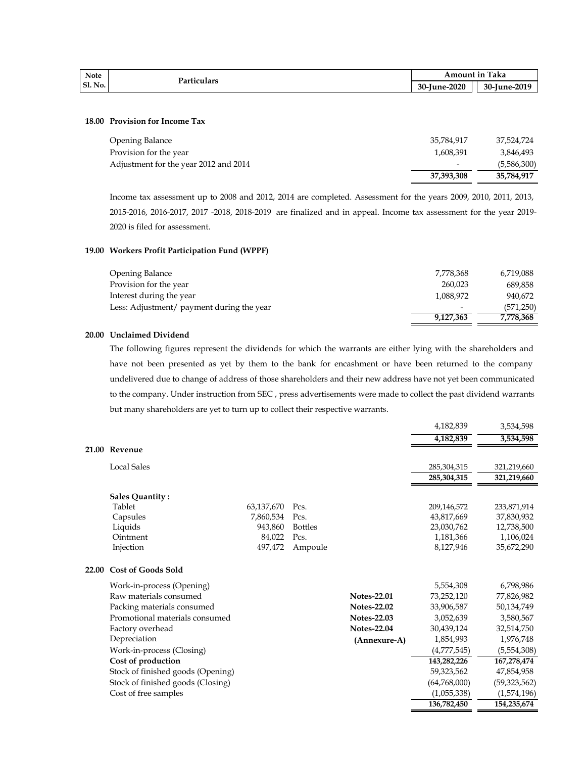| Note Sl. No. | Particulars | Amount in Taka | |
|---|---|---|---|
| | | 30-June-2020 | 30-June-2019 |

## 18.00 Provision for Income Tax

| | | |
|---|---|---|
| Opening Balance | 35,784,917 | 37,524,724 |
| Provision for the year | 1,608,391 | 3,846,493 |
| Adjustment for the year 2012 and 2014 | - | (5,586,300) |
| | **37,393,308** | **35,784,917** |

Income tax assessment up to 2008 and 2012, 2014 are completed. Assessment for the years 2009, 2010, 2011, 2013, 2015-2016, 2016-2017, 2017 -2018, 2018-2019 are finalized and in appeal. Income tax assessment for the year 2019-2020 is filed for assessment.

## 19.00 Workers Profit Participation Fund (WPPF)

| | | |
|---|---|---|
| Opening Balance | 7,778,368 | 6,719,088 |
| Provision for the year | 260,023 | 689,858 |
| Interest during the year | 1,088,972 | 940,672 |
| Less: Adjustment/ payment during the year | - | (571,250) |
| | **9,127,363** | **7,778,368** |

## 20.00 Unclaimed Dividend

The following figures represent the dividends for which the warrants are either lying with the shareholders and have not been presented as yet by them to the bank for encashment or have been returned to the company undelivered due to change of address of those shareholders and their new address have not yet been communicated to the company. Under instruction from SEC , press advertisements were made to collect the past dividend warrants but many shareholders are yet to turn up to collect their respective warrants.

| | | |
|---|---|---|
| | 4,182,839 | 3,534,598 |
| | **4,182,839** | **3,534,598** |

## 21.00 Revenue

| | | | | |
|---|---|---|---|---|
| Local Sales | | | 285,304,315 | 321,219,660 |
| | | | **285,304,315** | **321,219,660** |
| **Sales Quantity :** | | | | |
| Tablet | 63,137,670 | Pcs. | 209,146,572 | 233,871,914 |
| Capsules | 7,860,534 | Pcs. | 43,817,669 | 37,830,932 |
| Liquids | 943,860 | Bottles | 23,030,762 | 12,738,500 |
| Ointment | 84,022 | Pcs. | 1,181,366 | 1,106,024 |
| Injection | 497,472 | Ampoule | 8,127,946 | 35,672,290 |

## 22.00 Cost of Goods Sold

| | | | |
|---|---|---|---|
| Work-in-process (Opening) | | 5,554,308 | 6,798,986 |
| Raw materials consumed | **Notes-22.01** | 73,252,120 | 77,826,982 |
| Packing materials consumed | **Notes-22.02** | 33,906,587 | 50,134,749 |
| Promotional materials consumed | **Notes-22.03** | 3,052,639 | 3,580,567 |
| Factory overhead | **Notes-22.04** | 30,439,124 | 32,514,750 |
| Depreciation | **(Annexure-A)** | 1,854,993 | 1,976,748 |
| Work-in-process (Closing) | | (4,777,545) | (5,554,308) |
| **Cost of production** | | **143,282,226** | **167,278,474** |
| Stock of finished goods (Opening) | | 59,323,562 | 47,854,958 |
| Stock of finished goods (Closing) | | (64,768,000) | (59,323,562) |
| Cost of free samples | | (1,055,338) | (1,574,196) |
| | | **136,782,450** | **154,235,674** |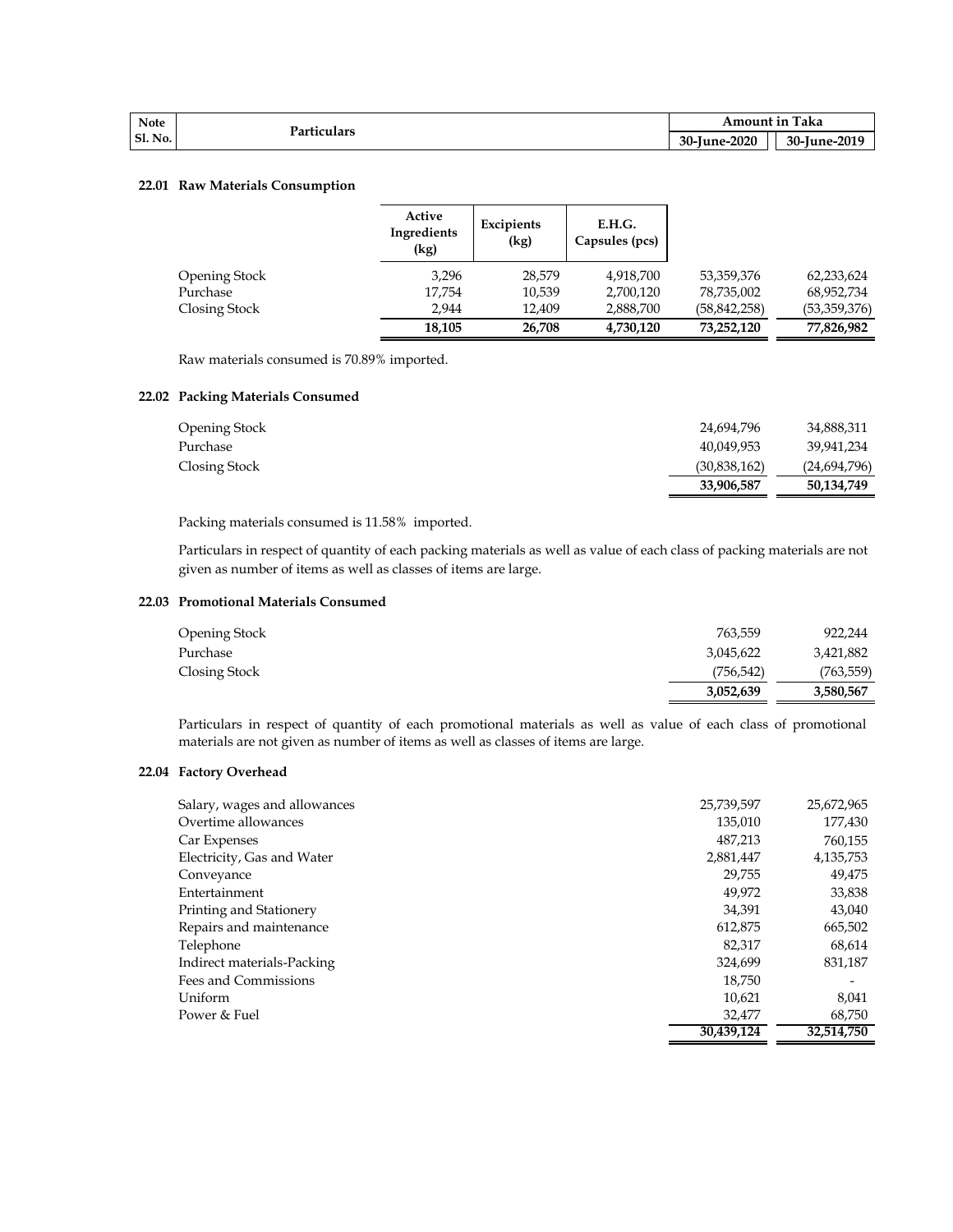| Note Sl. No. | Particulars | Amount in Taka | |
|---|---|---|---|
| | | 30-June-2020 | 30-June-2019 |

### 22.01 Raw Materials Consumption

| | Active Ingredients (kg) | Excipients (kg) | E.H.G. Capsules (pcs) | 30-June-2020 | 30-June-2019 |
|---|---|---|---|---|---|
| Opening Stock | 3,296 | 28,579 | 4,918,700 | 53,359,376 | 62,233,624 |
| Purchase | 17,754 | 10,539 | 2,700,120 | 78,735,002 | 68,952,734 |
| Closing Stock | 2,944 | 12,409 | 2,888,700 | (58,842,258) | (53,359,376) |
| | **18,105** | **26,708** | **4,730,120** | **73,252,120** | **77,826,982** |

Raw materials consumed is 70.89% imported.

### 22.02 Packing Materials Consumed

| | 30-June-2020 | 30-June-2019 |
|---|---|---|
| Opening Stock | 24,694,796 | 34,888,311 |
| Purchase | 40,049,953 | 39,941,234 |
| Closing Stock | (30,838,162) | (24,694,796) |
| | **33,906,587** | **50,134,749** |

Packing materials consumed is 11.58% imported.

Particulars in respect of quantity of each packing materials as well as value of each class of packing materials are not given as number of items as well as classes of items are large.

### 22.03 Promotional Materials Consumed

| | 30-June-2020 | 30-June-2019 |
|---|---|---|
| Opening Stock | 763,559 | 922,244 |
| Purchase | 3,045,622 | 3,421,882 |
| Closing Stock | (756,542) | (763,559) |
| | **3,052,639** | **3,580,567** |

Particulars in respect of quantity of each promotional materials as well as value of each class of promotional materials are not given as number of items as well as classes of items are large.

### 22.04 Factory Overhead

| | 30-June-2020 | 30-June-2019 |
|---|---|---|
| Salary, wages and allowances | 25,739,597 | 25,672,965 |
| Overtime allowances | 135,010 | 177,430 |
| Car Expenses | 487,213 | 760,155 |
| Electricity, Gas and Water | 2,881,447 | 4,135,753 |
| Conveyance | 29,755 | 49,475 |
| Entertainment | 49,972 | 33,838 |
| Printing and Stationery | 34,391 | 43,040 |
| Repairs and maintenance | 612,875 | 665,502 |
| Telephone | 82,317 | 68,614 |
| Indirect materials-Packing | 324,699 | 831,187 |
| Fees and Commissions | 18,750 | - |
| Uniform | 10,621 | 8,041 |
| Power & Fuel | 32,477 | 68,750 |
| | **30,439,124** | **32,514,750** |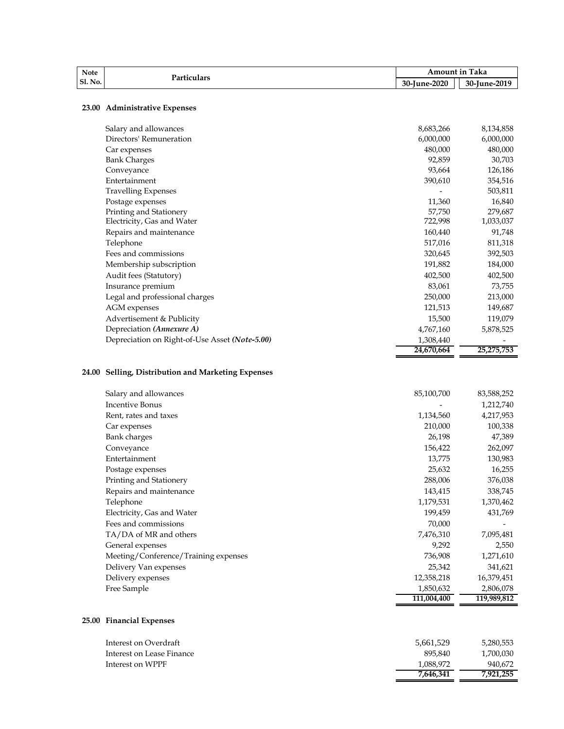| Note Sl. No. | Particulars | Amount in Taka | |
|---|---|---|---|
| | | 30-June-2020 | 30-June-2019 |

## 23.00 Administrative Expenses

| | | |
|---|---|---|
| Salary and allowances | 8,683,266 | 8,134,858 |
| Directors' Remuneration | 6,000,000 | 6,000,000 |
| Car expenses | 480,000 | 480,000 |
| Bank Charges | 92,859 | 30,703 |
| Conveyance | 93,664 | 126,186 |
| Entertainment | 390,610 | 354,516 |
| Travelling Expenses | - | 503,811 |
| Postage expenses | 11,360 | 16,840 |
| Printing and Stationery | 57,750 | 279,687 |
| Electricity, Gas and Water | 722,998 | 1,033,037 |
| Repairs and maintenance | 160,440 | 91,748 |
| Telephone | 517,016 | 811,318 |
| Fees and commissions | 320,645 | 392,503 |
| Membership subscription | 191,882 | 184,000 |
| Audit fees (Statutory) | 402,500 | 402,500 |
| Insurance premium | 83,061 | 73,755 |
| Legal and professional charges | 250,000 | 213,000 |
| AGM expenses | 121,513 | 149,687 |
| Advertisement & Publicity | 15,500 | 119,079 |
| Depreciation ***(Annexure A)*** | 4,767,160 | 5,878,525 |
| Depreciation on Right-of-Use Asset ***(Note-5.00)*** | 1,308,440 | - |
| | **24,670,664** | **25,275,753** |

## 24.00 Selling, Distribution and Marketing Expenses

| | | |
|---|---|---|
| Salary and allowances | 85,100,700 | 83,588,252 |
| Incentive Bonus | - | 1,212,740 |
| Rent, rates and taxes | 1,134,560 | 4,217,953 |
| Car expenses | 210,000 | 100,338 |
| Bank charges | 26,198 | 47,389 |
| Conveyance | 156,422 | 262,097 |
| Entertainment | 13,775 | 130,983 |
| Postage expenses | 25,632 | 16,255 |
| Printing and Stationery | 288,006 | 376,038 |
| Repairs and maintenance | 143,415 | 338,745 |
| Telephone | 1,179,531 | 1,370,462 |
| Electricity, Gas and Water | 199,459 | 431,769 |
| Fees and commissions | 70,000 | - |
| TA/DA of MR and others | 7,476,310 | 7,095,481 |
| General expenses | 9,292 | 2,550 |
| Meeting/Conference/Training expenses | 736,908 | 1,271,610 |
| Delivery Van expenses | 25,342 | 341,621 |
| Delivery expenses | 12,358,218 | 16,379,451 |
| Free Sample | 1,850,632 | 2,806,078 |
| | **111,004,400** | **119,989,812** |

## 25.00 Financial Expenses

| | | |
|---|---|---|
| Interest on Overdraft | 5,661,529 | 5,280,553 |
| Interest on Lease Finance | 895,840 | 1,700,030 |
| Interest on WPPF | 1,088,972 | 940,672 |
| | **7,646,341** | **7,921,255** |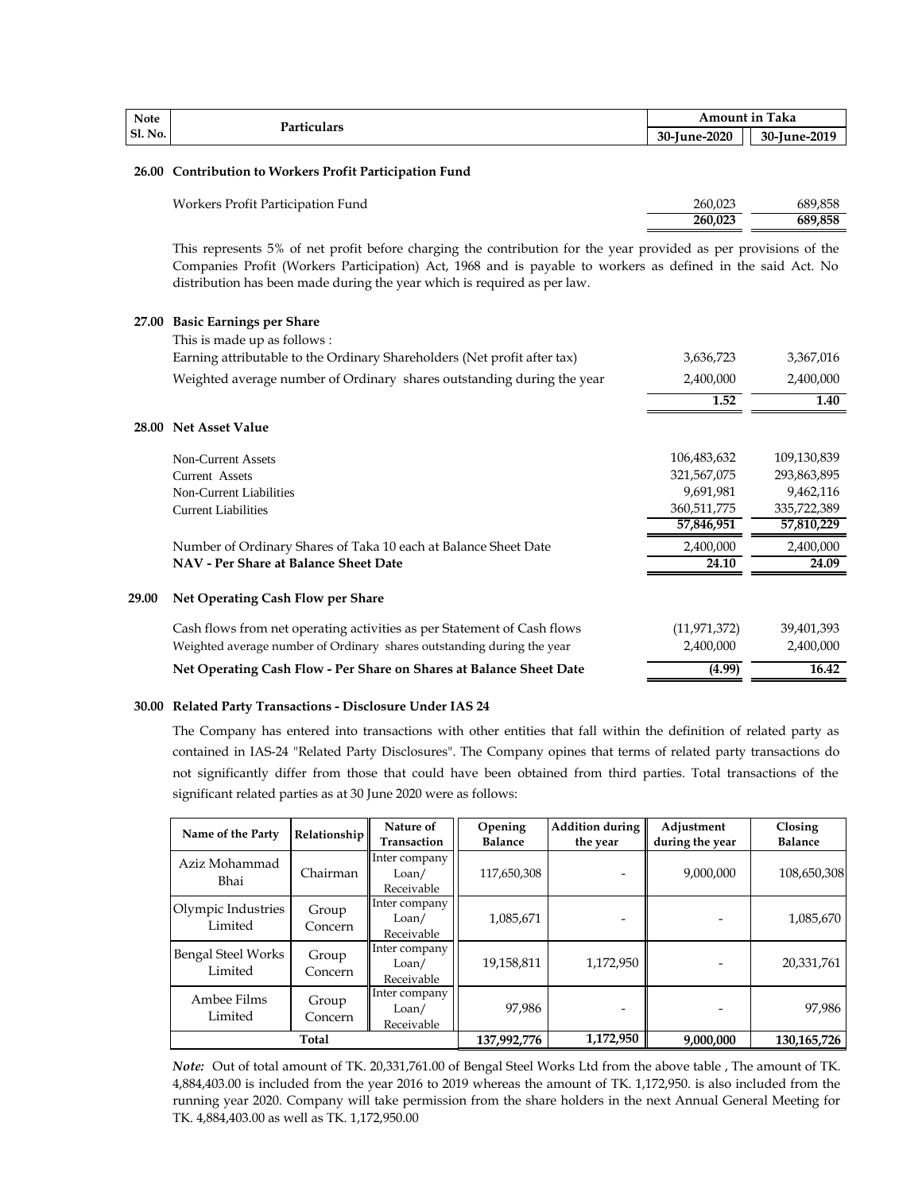| Note Sl. No. | Particulars | Amount in Taka | |
|---|---|---|---|
| | | 30-June-2020 | 30-June-2019 |

### 26.00 Contribution to Workers Profit Participation Fund

| | | |
|---|---|---|
| Workers Profit Participation Fund | 260,023 | 689,858 |
| | **260,023** | **689,858** |

This represents 5% of net profit before charging the contribution for the year provided as per provisions of the Companies Profit (Workers Participation) Act, 1968 and is payable to workers as defined in the said Act. No distribution has been made during the year which is required as per law.

### 27.00 Basic Earnings per Share

This is made up as follows :

| | | |
|---|---|---|
| Earning attributable to the Ordinary Shareholders (Net profit after tax) | 3,636,723 | 3,367,016 |
| Weighted average number of Ordinary shares outstanding during the year | 2,400,000 | 2,400,000 |
| | **1.52** | **1.40** |

### 28.00 Net Asset Value

| | | |
|---|---|---|
| Non-Current Assets | 106,483,632 | 109,130,839 |
| Current Assets | 321,567,075 | 293,863,895 |
| Non-Current Liabilities | 9,691,981 | 9,462,116 |
| Current Liabilities | 360,511,775 | 335,722,389 |
| | **57,846,951** | **57,810,229** |
| Number of Ordinary Shares of Taka 10 each at Balance Sheet Date | 2,400,000 | 2,400,000 |
| **NAV - Per Share at Balance Sheet Date** | **24.10** | **24.09** |

### 29.00 Net Operating Cash Flow per Share

| | | |
|---|---|---|
| Cash flows from net operating activities as per Statement of Cash flows | (11,971,372) | 39,401,393 |
| Weighted average number of Ordinary shares outstanding during the year | 2,400,000 | 2,400,000 |
| **Net Operating Cash Flow - Per Share on Shares at Balance Sheet Date** | **(4.99)** | **16.42** |

### 30.00 Related Party Transactions - Disclosure Under IAS 24

The Company has entered into transactions with other entities that fall within the definition of related party as contained in IAS-24 "Related Party Disclosures". The Company opines that terms of related party transactions do not significantly differ from those that could have been obtained from third parties. Total transactions of the significant related parties as at 30 June 2020 were as follows:

| Name of the Party | Relationship | Nature of Transaction | Opening Balance | Addition during the year | Adjustment during the year | Closing Balance |
|---|---|---|---|---|---|---|
| Aziz Mohammad Bhai | Chairman | Inter company Loan/ Receivable | 117,650,308 | - | 9,000,000 | 108,650,308 |
| Olympic Industries Limited | Group Concern | Inter company Loan/ Receivable | 1,085,671 | - | - | 1,085,670 |
| Bengal Steel Works Limited | Group Concern | Inter company Loan/ Receivable | 19,158,811 | 1,172,950 | - | 20,331,761 |
| Ambee Films Limited | Group Concern | Inter company Loan/ Receivable | 97,986 | - | - | 97,986 |
| **Total** | | | **137,992,776** | **1,172,950** | **9,000,000** | **130,165,726** |

***Note:*** Out of total amount of TK. 20,331,761.00 of Bengal Steel Works Ltd from the above table , The amount of TK. 4,884,403.00 is included from the year 2016 to 2019 whereas the amount of TK. 1,172,950. is also included from the running year 2020. Company will take permission from the share holders in the next Annual General Meeting for TK. 4,884,403.00 as well as TK. 1,172,950.00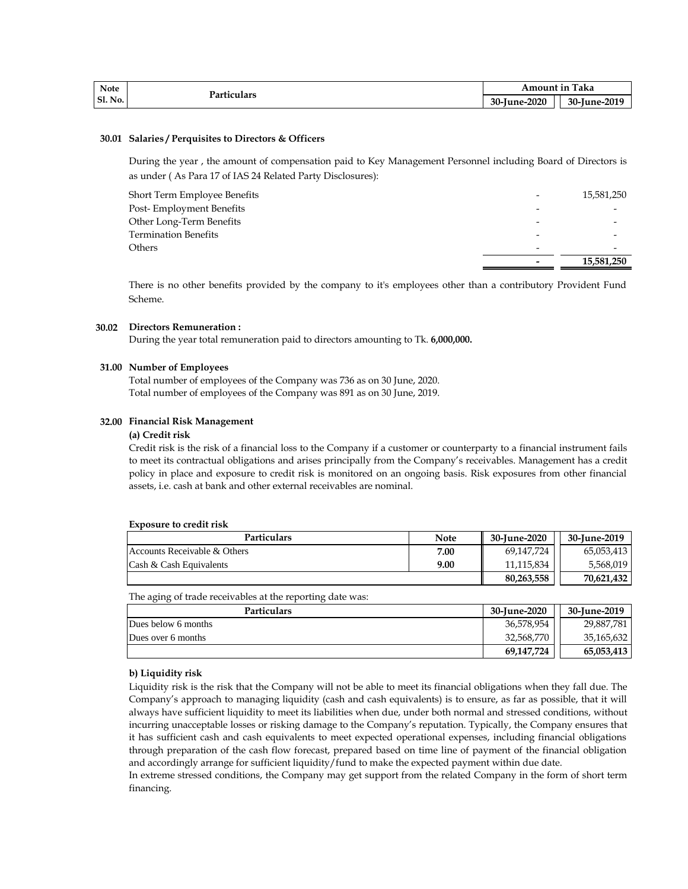| Note Sl. No. | Particulars | Amount in Taka | |
|---|---|---|---|
| | | 30-June-2020 | 30-June-2019 |

**30.01 Salaries / Perquisites to Directors & Officers**

During the year , the amount of compensation paid to Key Management Personnel including Board of Directors is as under ( As Para 17 of IAS 24 Related Party Disclosures):

| | 30-June-2020 | 30-June-2019 |
|---|---|---|
| Short Term Employee Benefits | - | 15,581,250 |
| Post- Employment Benefits | - | - |
| Other Long-Term Benefits | - | - |
| Termination Benefits | - | - |
| Others | - | - |
| | **-** | **15,581,250** |

There is no other benefits provided by the company to it's employees other than a contributory Provident Fund Scheme.

**30.02 Directors Remuneration :**

During the year total remuneration paid to directors amounting to Tk. **6,000,000.**

**31.00 Number of Employees**

Total number of employees of the Company was 736 as on 30 June, 2020.
Total number of employees of the Company was 891 as on 30 June, 2019.

**32.00 Financial Risk Management**

**(a) Credit risk**

Credit risk is the risk of a financial loss to the Company if a customer or counterparty to a financial instrument fails to meet its contractual obligations and arises principally from the Company's receivables. Management has a credit policy in place and exposure to credit risk is monitored on an ongoing basis. Risk exposures from other financial assets, i.e. cash at bank and other external receivables are nominal.

**Exposure to credit risk**

| Particulars | Note | 30-June-2020 | 30-June-2019 |
|---|---|---|---|
| Accounts Receivable & Others | **7.00** | 69,147,724 | 65,053,413 |
| Cash & Cash Equivalents | **9.00** | 11,115,834 | 5,568,019 |
| | | **80,263,558** | **70,621,432** |

The aging of trade receivables at the reporting date was:

| Particulars | 30-June-2020 | 30-June-2019 |
|---|---|---|
| Dues below 6 months | 36,578,954 | 29,887,781 |
| Dues over 6 months | 32,568,770 | 35,165,632 |
| | **69,147,724** | **65,053,413** |

**b) Liquidity risk**

Liquidity risk is the risk that the Company will not be able to meet its financial obligations when they fall due. The Company's approach to managing liquidity (cash and cash equivalents) is to ensure, as far as possible, that it will always have sufficient liquidity to meet its liabilities when due, under both normal and stressed conditions, without incurring unacceptable losses or risking damage to the Company's reputation. Typically, the Company ensures that it has sufficient cash and cash equivalents to meet expected operational expenses, including financial obligations through preparation of the cash flow forecast, prepared based on time line of payment of the financial obligation and accordingly arrange for sufficient liquidity/fund to make the expected payment within due date.

In extreme stressed conditions, the Company may get support from the related Company in the form of short term financing.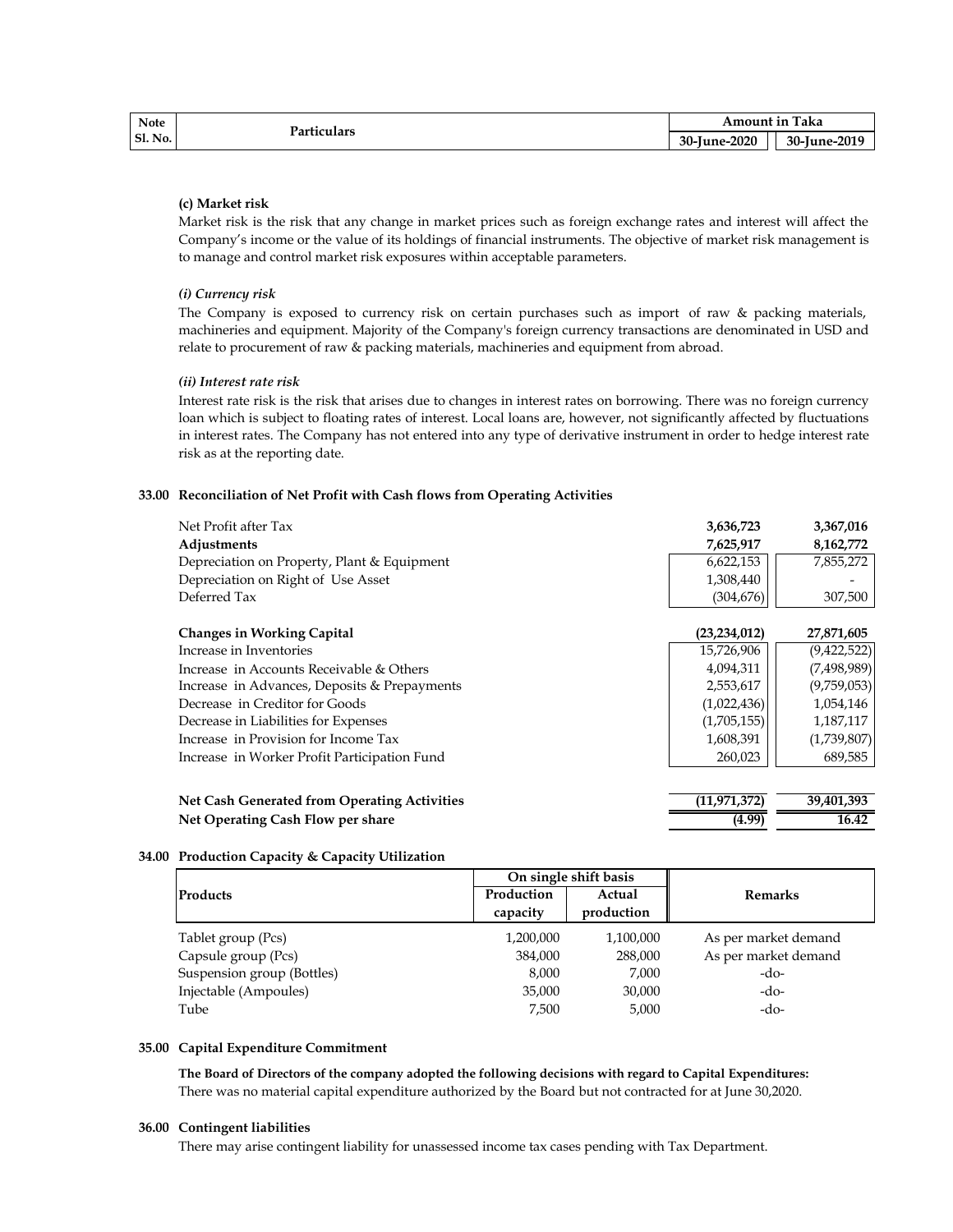| Note Sl. No. | Particulars | Amount in Taka | |
|---|---|---|---|
| | | 30-June-2020 | 30-June-2019 |

**(c) Market risk**

Market risk is the risk that any change in market prices such as foreign exchange rates and interest will affect the Company's income or the value of its holdings of financial instruments. The objective of market risk management is to manage and control market risk exposures within acceptable parameters.

***(i) Currency risk***

The Company is exposed to currency risk on certain purchases such as import of raw & packing materials, machineries and equipment. Majority of the Company's foreign currency transactions are denominated in USD and relate to procurement of raw & packing materials, machineries and equipment from abroad.

***(ii) Interest rate risk***

Interest rate risk is the risk that arises due to changes in interest rates on borrowing. There was no foreign currency loan which is subject to floating rates of interest. Local loans are, however, not significantly affected by fluctuations in interest rates. The Company has not entered into any type of derivative instrument in order to hedge interest rate risk as at the reporting date.

**33.00 Reconciliation of Net Profit with Cash flows from Operating Activities**

| | 30-June-2020 | 30-June-2019 |
|---|---|---|
| Net Profit after Tax | **3,636,723** | **3,367,016** |
| **Adjustments** | **7,625,917** | **8,162,772** |
| Depreciation on Property, Plant & Equipment | 6,622,153 | 7,855,272 |
| Depreciation on Right of Use Asset | 1,308,440 | - |
| Deferred Tax | (304,676) | 307,500 |
| **Changes in Working Capital** | **(23,234,012)** | **27,871,605** |
| Increase in Inventories | 15,726,906 | (9,422,522) |
| Increase in Accounts Receivable & Others | 4,094,311 | (7,498,989) |
| Increase in Advances, Deposits & Prepayments | 2,553,617 | (9,759,053) |
| Decrease in Creditor for Goods | (1,022,436) | 1,054,146 |
| Decrease in Liabilities for Expenses | (1,705,155) | 1,187,117 |
| Increase in Provision for Income Tax | 1,608,391 | (1,739,807) |
| Increase in Worker Profit Participation Fund | 260,023 | 689,585 |
| **Net Cash Generated from Operating Activities** | **(11,971,372)** | **39,401,393** |
| **Net Operating Cash Flow per share** | **(4.99)** | **16.42** |

**34.00 Production Capacity & Capacity Utilization**

| Products | On single shift basis | | Remarks |
|---|---|---|---|
| | Production capacity | Actual production | |
| Tablet group (Pcs) | 1,200,000 | 1,100,000 | As per market demand |
| Capsule group (Pcs) | 384,000 | 288,000 | As per market demand |
| Suspension group (Bottles) | 8,000 | 7,000 | -do- |
| Injectable (Ampoules) | 35,000 | 30,000 | -do- |
| Tube | 7,500 | 5,000 | -do- |

**35.00 Capital Expenditure Commitment**

**The Board of Directors of the company adopted the following decisions with regard to Capital Expenditures:**
There was no material capital expenditure authorized by the Board but not contracted for at June 30,2020.

**36.00 Contingent liabilities**

There may arise contingent liability for unassessed income tax cases pending with Tax Department.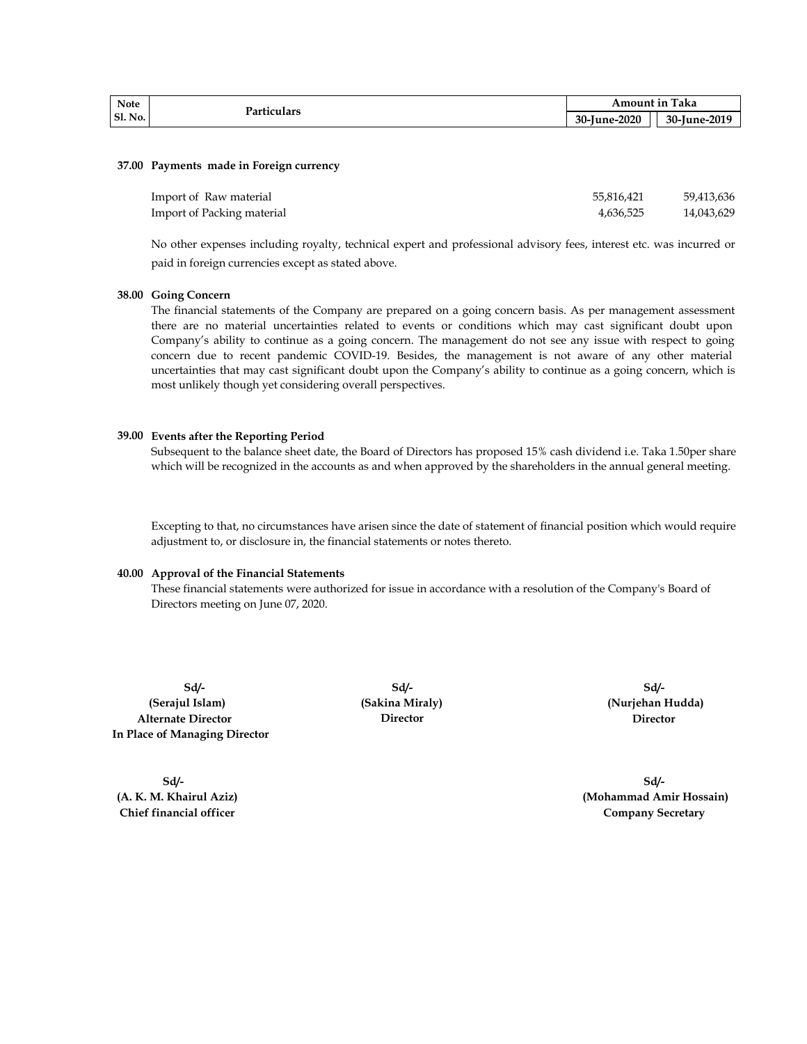| Note Sl. No. | Particulars | Amount in Taka | |
|---|---|---|---|
| | | 30-June-2020 | 30-June-2019 |

**37.00 Payments made in Foreign currency**

| | | |
|---|---|---|
| Import of Raw material | 55,816,421 | 59,413,636 |
| Import of Packing material | 4,636,525 | 14,043,629 |

No other expenses including royalty, technical expert and professional advisory fees, interest etc. was incurred or paid in foreign currencies except as stated above.

**38.00 Going Concern**

The financial statements of the Company are prepared on a going concern basis. As per management assessment there are no material uncertainties related to events or conditions which may cast significant doubt upon Company's ability to continue as a going concern. The management do not see any issue with respect to going concern due to recent pandemic COVID-19. Besides, the management is not aware of any other material uncertainties that may cast significant doubt upon the Company's ability to continue as a going concern, which is most unlikely though yet considering overall perspectives.

**39.00 Events after the Reporting Period**

Subsequent to the balance sheet date, the Board of Directors has proposed 15% cash dividend i.e. Taka 1.50per share which will be recognized in the accounts as and when approved by the shareholders in the annual general meeting.

Excepting to that, no circumstances have arisen since the date of statement of financial position which would require adjustment to, or disclosure in, the financial statements or notes thereto.

**40.00 Approval of the Financial Statements**

These financial statements were authorized for issue in accordance with a resolution of the Company's Board of Directors meeting on June 07, 2020.

**Sd/-**
**(Serajul Islam)**
**Alternate Director**
**In Place of Managing Director**

**Sd/-**
**(Sakina Miraly)**
**Director**

**Sd/-**
**(Nurjehan Hudda)**
**Director**

**Sd/-**
**(A. K. M. Khairul Aziz)**
**Chief financial officer**

**Sd/-**
**(Mohammad Amir Hossain)**
**Company Secretary**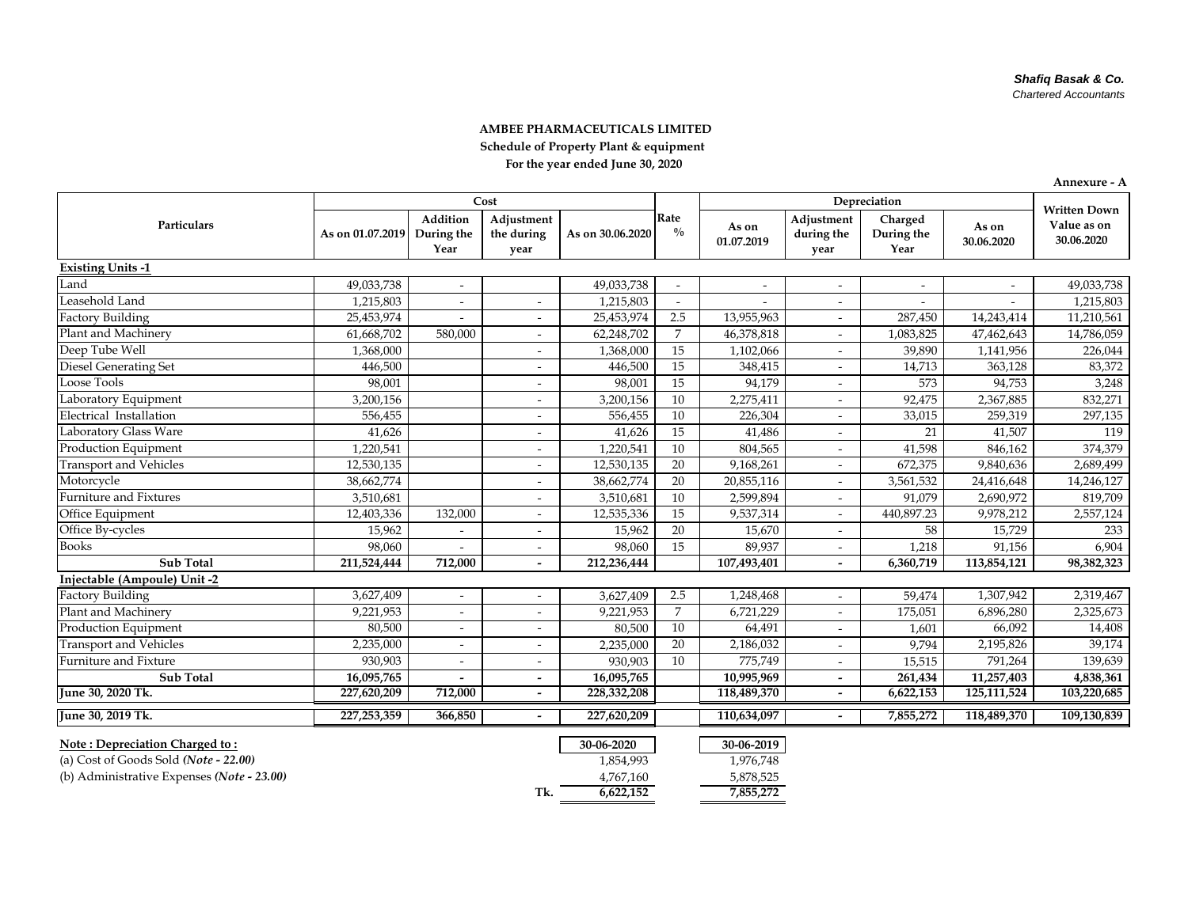*Shafiq Basak & Co.*
*Chartered Accountants*

**AMBEE PHARMACEUTICALS LIMITED**
**Schedule of Property Plant & equipment**
**For the year ended June 30, 2020**

**Annexure - A**

| Particulars | Cost | | | | Rate % | Depreciation | | | | Written Down Value as on 30.06.2020 |
|---|---|---|---|---|---|---|---|---|---|---|
| | As on 01.07.2019 | Addition During the Year | Adjustment the during year | As on 30.06.2020 | | As on 01.07.2019 | Adjustment during the year | Charged During the Year | As on 30.06.2020 | |
| **Existing Units -1** | | | | | | | | | | |
| Land | 49,033,738 | - | | 49,033,738 | - | - | - | - | - | 49,033,738 |
| Leasehold Land | 1,215,803 | - | - | 1,215,803 | - | - | - | - | - | 1,215,803 |
| Factory Building | 25,453,974 | - | - | 25,453,974 | 2.5 | 13,955,963 | - | 287,450 | 14,243,414 | 11,210,561 |
| Plant and Machinery | 61,668,702 | 580,000 | - | 62,248,702 | 7 | 46,378,818 | - | 1,083,825 | 47,462,643 | 14,786,059 |
| Deep Tube Well | 1,368,000 | | - | 1,368,000 | 15 | 1,102,066 | - | 39,890 | 1,141,956 | 226,044 |
| Diesel Generating Set | 446,500 | | - | 446,500 | 15 | 348,415 | - | 14,713 | 363,128 | 83,372 |
| Loose Tools | 98,001 | | - | 98,001 | 15 | 94,179 | - | 573 | 94,753 | 3,248 |
| Laboratory Equipment | 3,200,156 | | - | 3,200,156 | 10 | 2,275,411 | - | 92,475 | 2,367,885 | 832,271 |
| Electrical Installation | 556,455 | | - | 556,455 | 10 | 226,304 | - | 33,015 | 259,319 | 297,135 |
| Laboratory Glass Ware | 41,626 | | - | 41,626 | 15 | 41,486 | - | 21 | 41,507 | 119 |
| Production Equipment | 1,220,541 | | - | 1,220,541 | 10 | 804,565 | - | 41,598 | 846,162 | 374,379 |
| Transport and Vehicles | 12,530,135 | | - | 12,530,135 | 20 | 9,168,261 | - | 672,375 | 9,840,636 | 2,689,499 |
| Motorcycle | 38,662,774 | | - | 38,662,774 | 20 | 20,855,116 | - | 3,561,532 | 24,416,648 | 14,246,127 |
| Furniture and Fixtures | 3,510,681 | | - | 3,510,681 | 10 | 2,599,894 | - | 91,079 | 2,690,972 | 819,709 |
| Office Equipment | 12,403,336 | 132,000 | - | 12,535,336 | 15 | 9,537,314 | - | 440,897.23 | 9,978,212 | 2,557,124 |
| Office By-cycles | 15,962 | - | - | 15,962 | 20 | 15,670 | - | 58 | 15,729 | 233 |
| Books | 98,060 | - | - | 98,060 | 15 | 89,937 | - | 1,218 | 91,156 | 6,904 |
| **Sub Total** | **211,524,444** | **712,000** | **-** | **212,236,444** | | **107,493,401** | **-** | **6,360,719** | **113,854,121** | **98,382,323** |
| **Injectable (Ampoule) Unit -2** | | | | | | | | | | |
| Factory Building | 3,627,409 | - | - | 3,627,409 | 2.5 | 1,248,468 | - | 59,474 | 1,307,942 | 2,319,467 |
| Plant and Machinery | 9,221,953 | - | - | 9,221,953 | 7 | 6,721,229 | - | 175,051 | 6,896,280 | 2,325,673 |
| Production Equipment | 80,500 | - | - | 80,500 | 10 | 64,491 | - | 1,601 | 66,092 | 14,408 |
| Transport and Vehicles | 2,235,000 | - | - | 2,235,000 | 20 | 2,186,032 | - | 9,794 | 2,195,826 | 39,174 |
| Furniture and Fixture | 930,903 | - | - | 930,903 | 10 | 775,749 | - | 15,515 | 791,264 | 139,639 |
| **Sub Total** | **16,095,765** | **-** | **-** | **16,095,765** | | **10,995,969** | **-** | **261,434** | **11,257,403** | **4,838,361** |
| **June 30, 2020 Tk.** | **227,620,209** | **712,000** | **-** | **228,332,208** | | **118,489,370** | **-** | **6,622,153** | **125,111,524** | **103,220,685** |
| **June 30, 2019 Tk.** | **227,253,359** | **366,850** | **-** | **227,620,209** | | **110,634,097** | **-** | **7,855,272** | **118,489,370** | **109,130,839** |

**Note : Depreciation Charged to :**

| | | 30-06-2020 | 30-06-2019 |
|---|---|---|---|
| (a) Cost of Goods Sold *(Note - 22.00)* | | 1,854,993 | 1,976,748 |
| (b) Administrative Expenses *(Note - 23.00)* | | 4,767,160 | 5,878,525 |
| | Tk. | 6,622,152 | 7,855,272 |